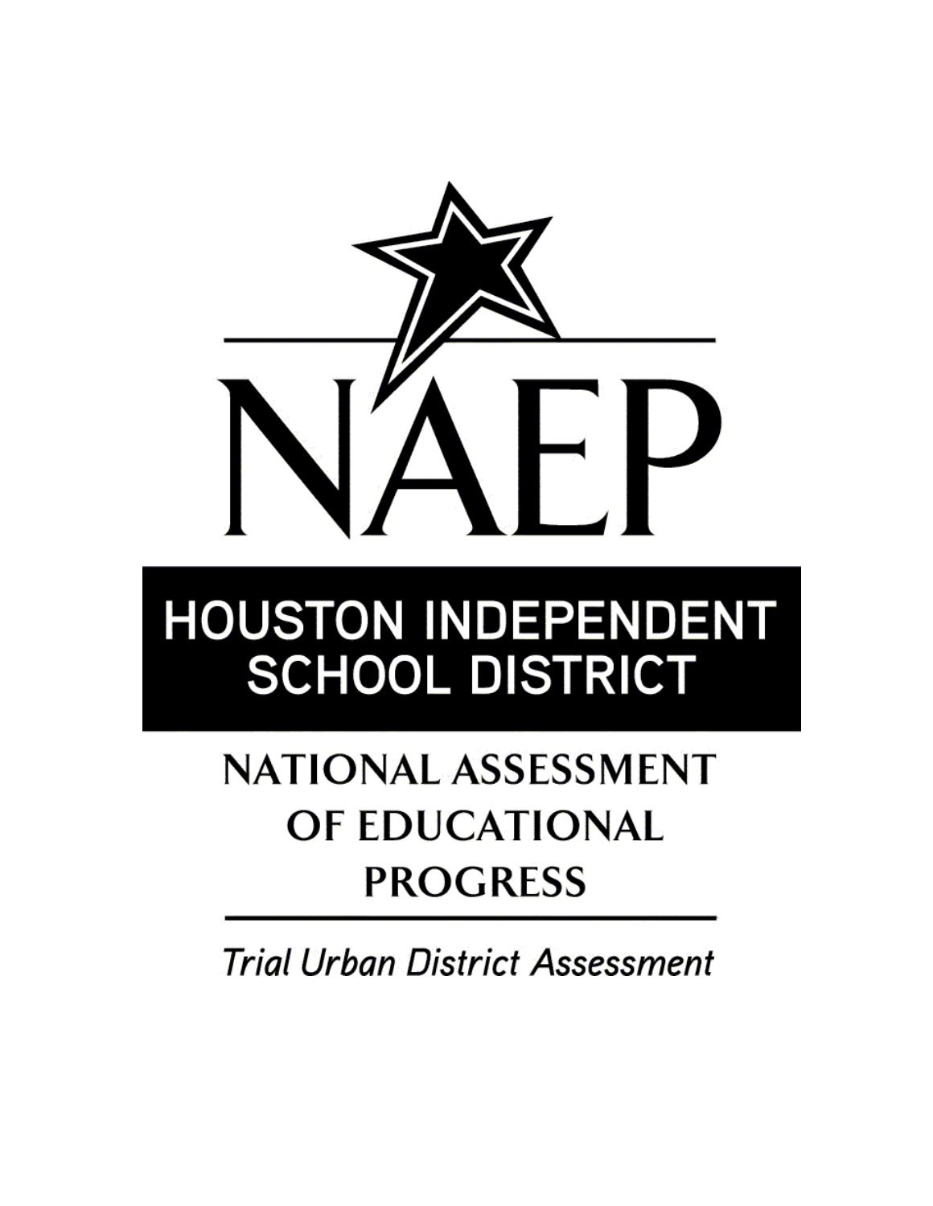# NAEP

## HOUSTON INDEPENDENT SCHOOL DISTRICT

NATIONAL ASSESSMENT OF EDUCATIONAL PROGRESS

*Trial Urban District Assessment*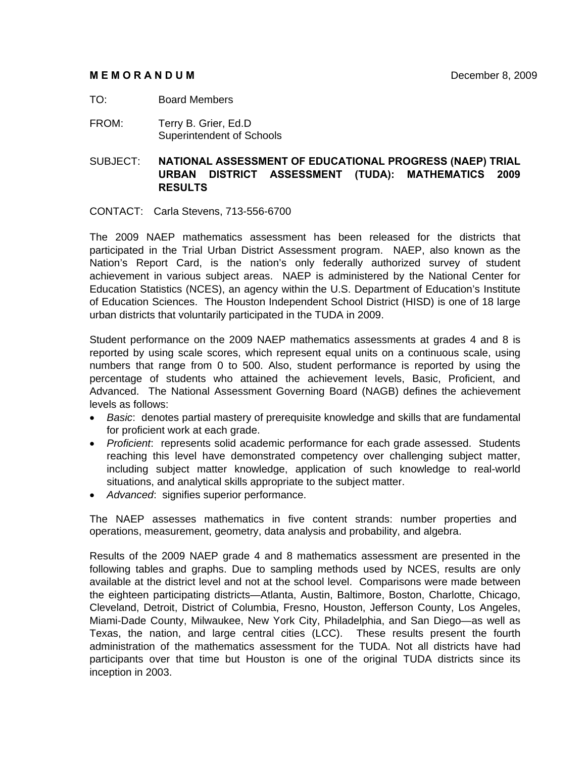**M E M O R A N D U M** December 8, 2009

TO: Board Members

FROM: Terry B. Grier, Ed.D
Superintendent of Schools

SUBJECT: **NATIONAL ASSESSMENT OF EDUCATIONAL PROGRESS (NAEP) TRIAL URBAN DISTRICT ASSESSMENT (TUDA): MATHEMATICS 2009 RESULTS**

CONTACT: Carla Stevens, 713-556-6700

The 2009 NAEP mathematics assessment has been released for the districts that participated in the Trial Urban District Assessment program. NAEP, also known as the Nation's Report Card, is the nation's only federally authorized survey of student achievement in various subject areas. NAEP is administered by the National Center for Education Statistics (NCES), an agency within the U.S. Department of Education's Institute of Education Sciences. The Houston Independent School District (HISD) is one of 18 large urban districts that voluntarily participated in the TUDA in 2009.

Student performance on the 2009 NAEP mathematics assessments at grades 4 and 8 is reported by using scale scores, which represent equal units on a continuous scale, using numbers that range from 0 to 500. Also, student performance is reported by using the percentage of students who attained the achievement levels, Basic, Proficient, and Advanced. The National Assessment Governing Board (NAGB) defines the achievement levels as follows:

- *Basic*: denotes partial mastery of prerequisite knowledge and skills that are fundamental for proficient work at each grade.
- *Proficient*: represents solid academic performance for each grade assessed. Students reaching this level have demonstrated competency over challenging subject matter, including subject matter knowledge, application of such knowledge to real-world situations, and analytical skills appropriate to the subject matter.
- *Advanced*: signifies superior performance.

The NAEP assesses mathematics in five content strands: number properties and operations, measurement, geometry, data analysis and probability, and algebra.

Results of the 2009 NAEP grade 4 and 8 mathematics assessment are presented in the following tables and graphs. Due to sampling methods used by NCES, results are only available at the district level and not at the school level. Comparisons were made between the eighteen participating districts—Atlanta, Austin, Baltimore, Boston, Charlotte, Chicago, Cleveland, Detroit, District of Columbia, Fresno, Houston, Jefferson County, Los Angeles, Miami-Dade County, Milwaukee, New York City, Philadelphia, and San Diego—as well as Texas, the nation, and large central cities (LCC). These results present the fourth administration of the mathematics assessment for the TUDA. Not all districts have had participants over that time but Houston is one of the original TUDA districts since its inception in 2003.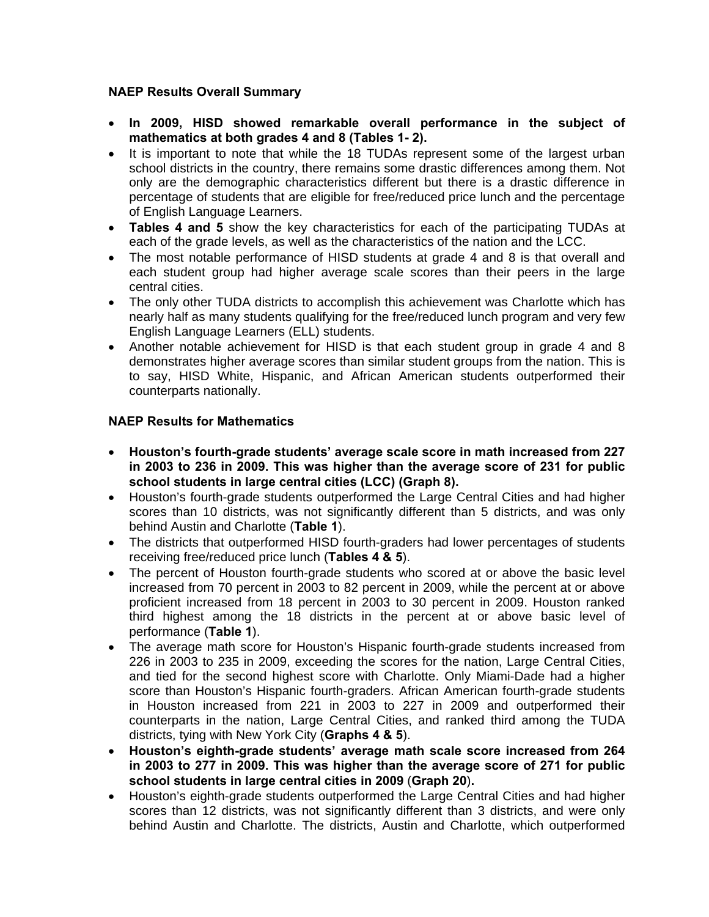**NAEP Results Overall Summary**

- **In 2009, HISD showed remarkable overall performance in the subject of mathematics at both grades 4 and 8 (Tables 1- 2).**
- It is important to note that while the 18 TUDAs represent some of the largest urban school districts in the country, there remains some drastic differences among them. Not only are the demographic characteristics different but there is a drastic difference in percentage of students that are eligible for free/reduced price lunch and the percentage of English Language Learners.
- **Tables 4 and 5** show the key characteristics for each of the participating TUDAs at each of the grade levels, as well as the characteristics of the nation and the LCC.
- The most notable performance of HISD students at grade 4 and 8 is that overall and each student group had higher average scale scores than their peers in the large central cities.
- The only other TUDA districts to accomplish this achievement was Charlotte which has nearly half as many students qualifying for the free/reduced lunch program and very few English Language Learners (ELL) students.
- Another notable achievement for HISD is that each student group in grade 4 and 8 demonstrates higher average scores than similar student groups from the nation. This is to say, HISD White, Hispanic, and African American students outperformed their counterparts nationally.

**NAEP Results for Mathematics**

- **Houston's fourth-grade students' average scale score in math increased from 227 in 2003 to 236 in 2009. This was higher than the average score of 231 for public school students in large central cities (LCC) (Graph 8).**
- Houston's fourth-grade students outperformed the Large Central Cities and had higher scores than 10 districts, was not significantly different than 5 districts, and was only behind Austin and Charlotte (**Table 1**).
- The districts that outperformed HISD fourth-graders had lower percentages of students receiving free/reduced price lunch (**Tables 4 & 5**).
- The percent of Houston fourth-grade students who scored at or above the basic level increased from 70 percent in 2003 to 82 percent in 2009, while the percent at or above proficient increased from 18 percent in 2003 to 30 percent in 2009. Houston ranked third highest among the 18 districts in the percent at or above basic level of performance (**Table 1**).
- The average math score for Houston's Hispanic fourth-grade students increased from 226 in 2003 to 235 in 2009, exceeding the scores for the nation, Large Central Cities, and tied for the second highest score with Charlotte. Only Miami-Dade had a higher score than Houston's Hispanic fourth-graders. African American fourth-grade students in Houston increased from 221 in 2003 to 227 in 2009 and outperformed their counterparts in the nation, Large Central Cities, and ranked third among the TUDA districts, tying with New York City (**Graphs 4 & 5**).
- **Houston's eighth-grade students' average math scale score increased from 264 in 2003 to 277 in 2009. This was higher than the average score of 271 for public school students in large central cities in 2009 (Graph 20).**
- Houston's eighth-grade students outperformed the Large Central Cities and had higher scores than 12 districts, was not significantly different than 3 districts, and were only behind Austin and Charlotte. The districts, Austin and Charlotte, which outperformed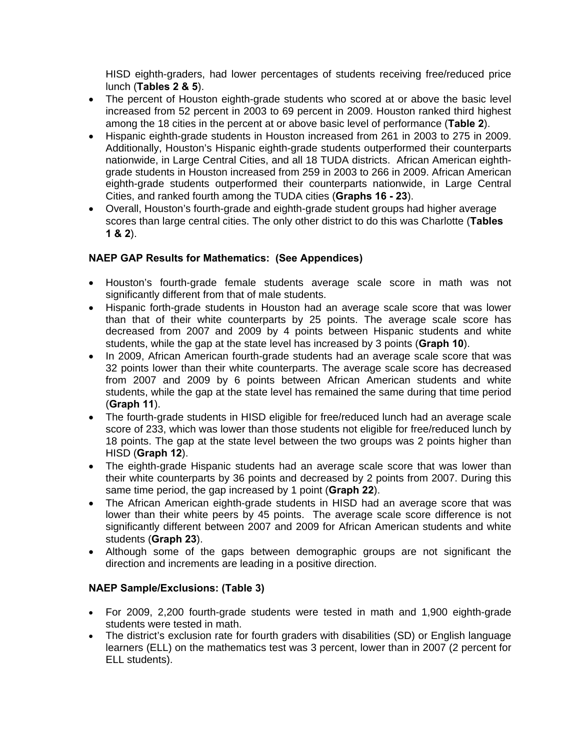HISD eighth-graders, had lower percentages of students receiving free/reduced price lunch (**Tables 2 & 5**).

- The percent of Houston eighth-grade students who scored at or above the basic level increased from 52 percent in 2003 to 69 percent in 2009. Houston ranked third highest among the 18 cities in the percent at or above basic level of performance (**Table 2**).
- Hispanic eighth-grade students in Houston increased from 261 in 2003 to 275 in 2009. Additionally, Houston's Hispanic eighth-grade students outperformed their counterparts nationwide, in Large Central Cities, and all 18 TUDA districts. African American eighth-grade students in Houston increased from 259 in 2003 to 266 in 2009. African American eighth-grade students outperformed their counterparts nationwide, in Large Central Cities, and ranked fourth among the TUDA cities (**Graphs 16 - 23**).
- Overall, Houston's fourth-grade and eighth-grade student groups had higher average scores than large central cities. The only other district to do this was Charlotte (**Tables 1 & 2**).

**NAEP GAP Results for Mathematics: (See Appendices)**

- Houston's fourth-grade female students average scale score in math was not significantly different from that of male students.
- Hispanic forth-grade students in Houston had an average scale score that was lower than that of their white counterparts by 25 points. The average scale score has decreased from 2007 and 2009 by 4 points between Hispanic students and white students, while the gap at the state level has increased by 3 points (**Graph 10**).
- In 2009, African American fourth-grade students had an average scale score that was 32 points lower than their white counterparts. The average scale score has decreased from 2007 and 2009 by 6 points between African American students and white students, while the gap at the state level has remained the same during that time period (**Graph 11**).
- The fourth-grade students in HISD eligible for free/reduced lunch had an average scale score of 233, which was lower than those students not eligible for free/reduced lunch by 18 points. The gap at the state level between the two groups was 2 points higher than HISD (**Graph 12**).
- The eighth-grade Hispanic students had an average scale score that was lower than their white counterparts by 36 points and decreased by 2 points from 2007. During this same time period, the gap increased by 1 point (**Graph 22**).
- The African American eighth-grade students in HISD had an average score that was lower than their white peers by 45 points. The average scale score difference is not significantly different between 2007 and 2009 for African American students and white students (**Graph 23**).
- Although some of the gaps between demographic groups are not significant the direction and increments are leading in a positive direction.

**NAEP Sample/Exclusions: (Table 3)**

- For 2009, 2,200 fourth-grade students were tested in math and 1,900 eighth-grade students were tested in math.
- The district's exclusion rate for fourth graders with disabilities (SD) or English language learners (ELL) on the mathematics test was 3 percent, lower than in 2007 (2 percent for ELL students).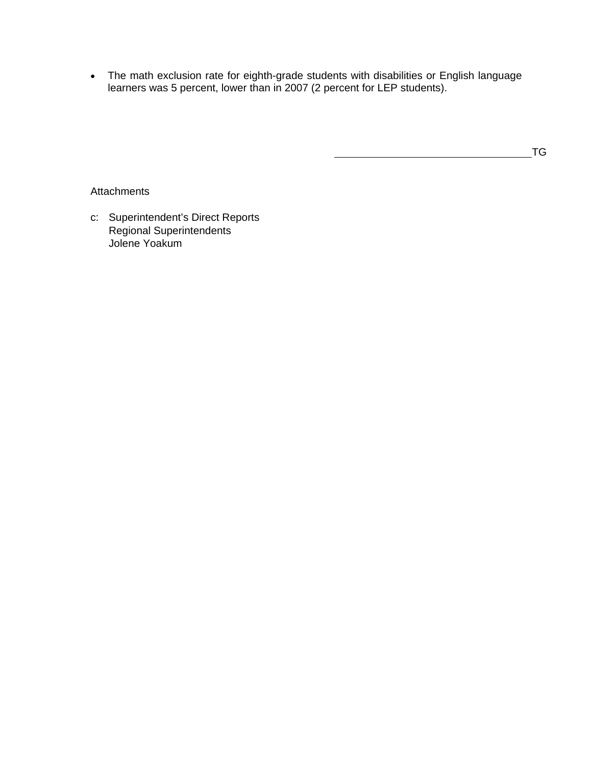- The math exclusion rate for eighth-grade students with disabilities or English language learners was 5 percent, lower than in 2007 (2 percent for LEP students).

\_\_\_\_\_\_\_\_\_\_\_\_\_\_\_\_\_\_\_\_\_\_\_\_\_\_\_\_\_\_\_\_\_\_TG

Attachments

c: Superintendent's Direct Reports
   Regional Superintendents
   Jolene Yoakum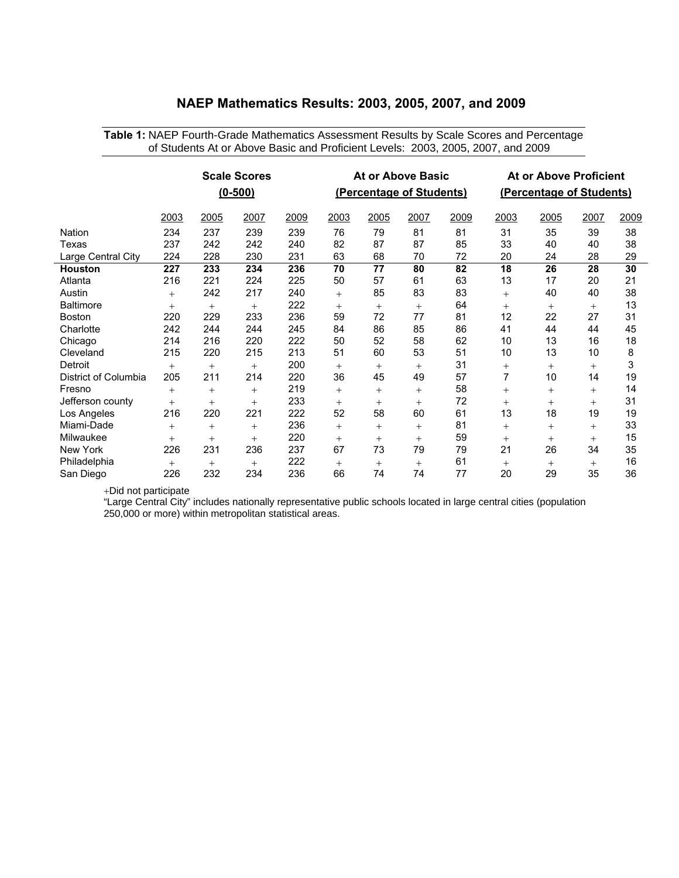# NAEP Mathematics Results: 2003, 2005, 2007, and 2009

**Table 1:** NAEP Fourth-Grade Mathematics Assessment Results by Scale Scores and Percentage of Students At or Above Basic and Proficient Levels: 2003, 2005, 2007, and 2009

| | Scale Scores (0-500) | | | | At or Above Basic (Percentage of Students) | | | | At or Above Proficient (Percentage of Students) | | | |
|---|---|---|---|---|---|---|---|---|---|---|---|---|
| | 2003 | 2005 | 2007 | 2009 | 2003 | 2005 | 2007 | 2009 | 2003 | 2005 | 2007 | 2009 |
| Nation | 234 | 237 | 239 | 239 | 76 | 79 | 81 | 81 | 31 | 35 | 39 | 38 |
| Texas | 237 | 242 | 242 | 240 | 82 | 87 | 87 | 85 | 33 | 40 | 40 | 38 |
| Large Central City | 224 | 228 | 230 | 231 | 63 | 68 | 70 | 72 | 20 | 24 | 28 | 29 |
| **Houston** | **227** | **233** | **234** | **236** | **70** | **77** | **80** | **82** | **18** | **26** | **28** | **30** |
| Atlanta | 216 | 221 | 224 | 225 | 50 | 57 | 61 | 63 | 13 | 17 | 20 | 21 |
| Austin | + | 242 | 217 | 240 | + | 85 | 83 | 83 | + | 40 | 40 | 38 |
| Baltimore | + | + | + | 222 | + | + | + | 64 | + | + | + | 13 |
| Boston | 220 | 229 | 233 | 236 | 59 | 72 | 77 | 81 | 12 | 22 | 27 | 31 |
| Charlotte | 242 | 244 | 244 | 245 | 84 | 86 | 85 | 86 | 41 | 44 | 44 | 45 |
| Chicago | 214 | 216 | 220 | 222 | 50 | 52 | 58 | 62 | 10 | 13 | 16 | 18 |
| Cleveland | 215 | 220 | 215 | 213 | 51 | 60 | 53 | 51 | 10 | 13 | 10 | 8 |
| Detroit | + | + | + | 200 | + | + | + | 31 | + | + | + | 3 |
| District of Columbia | 205 | 211 | 214 | 220 | 36 | 45 | 49 | 57 | 7 | 10 | 14 | 19 |
| Fresno | + | + | + | 219 | + | + | + | 58 | + | + | + | 14 |
| Jefferson county | + | + | + | 233 | + | + | + | 72 | + | + | + | 31 |
| Los Angeles | 216 | 220 | 221 | 222 | 52 | 58 | 60 | 61 | 13 | 18 | 19 | 19 |
| Miami-Dade | + | + | + | 236 | + | + | + | 81 | + | + | + | 33 |
| Milwaukee | + | + | + | 220 | + | + | + | 59 | + | + | + | 15 |
| New York | 226 | 231 | 236 | 237 | 67 | 73 | 79 | 79 | 21 | 26 | 34 | 35 |
| Philadelphia | + | + | + | 222 | + | + | + | 61 | + | + | + | 16 |
| San Diego | 226 | 232 | 234 | 236 | 66 | 74 | 74 | 77 | 20 | 29 | 35 | 36 |

+Did not participate

"Large Central City" includes nationally representative public schools located in large central cities (population 250,000 or more) within metropolitan statistical areas.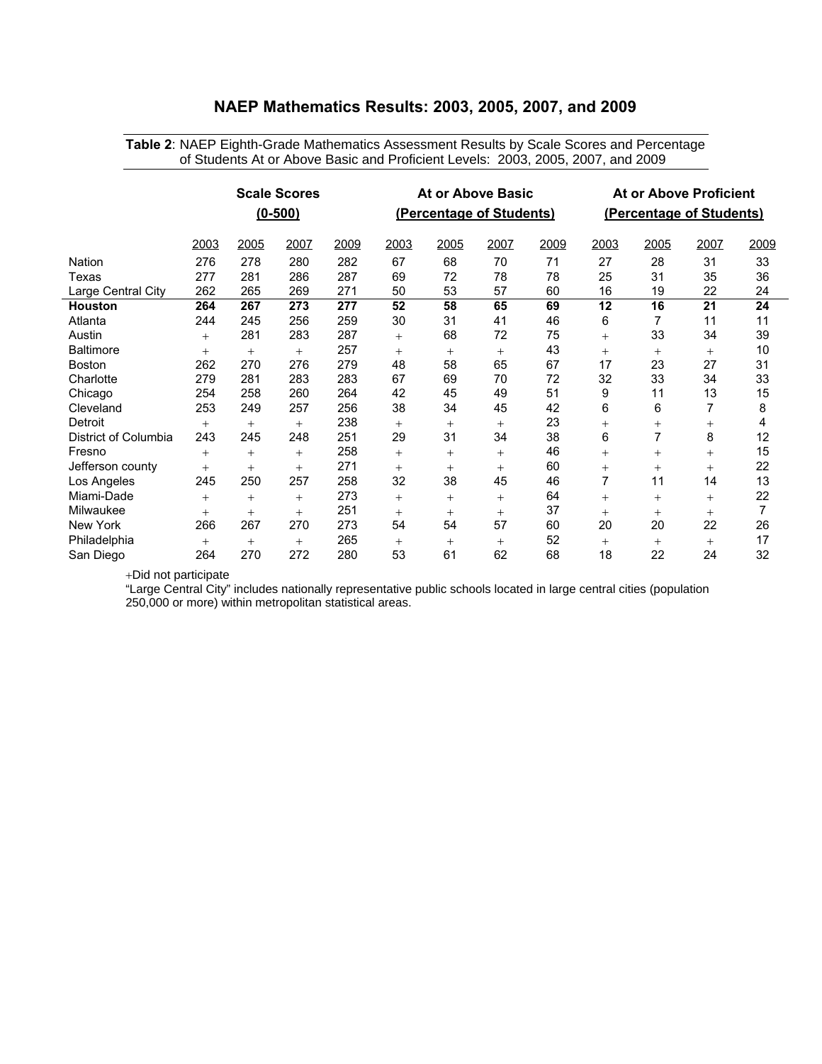# NAEP Mathematics Results: 2003, 2005, 2007, and 2009

**Table 2**: NAEP Eighth-Grade Mathematics Assessment Results by Scale Scores and Percentage of Students At or Above Basic and Proficient Levels: 2003, 2005, 2007, and 2009

| | Scale Scores (0-500) | | | | At or Above Basic (Percentage of Students) | | | | At or Above Proficient (Percentage of Students) | | | |
|---|---|---|---|---|---|---|---|---|---|---|---|---|
| | 2003 | 2005 | 2007 | 2009 | 2003 | 2005 | 2007 | 2009 | 2003 | 2005 | 2007 | 2009 |
| Nation | 276 | 278 | 280 | 282 | 67 | 68 | 70 | 71 | 27 | 28 | 31 | 33 |
| Texas | 277 | 281 | 286 | 287 | 69 | 72 | 78 | 78 | 25 | 31 | 35 | 36 |
| Large Central City | 262 | 265 | 269 | 271 | 50 | 53 | 57 | 60 | 16 | 19 | 22 | 24 |
| **Houston** | **264** | **267** | **273** | **277** | **52** | **58** | **65** | **69** | **12** | **16** | **21** | **24** |
| Atlanta | 244 | 245 | 256 | 259 | 30 | 31 | 41 | 46 | 6 | 7 | 11 | 11 |
| Austin | + | 281 | 283 | 287 | + | 68 | 72 | 75 | + | 33 | 34 | 39 |
| Baltimore | + | + | + | 257 | + | + | + | 43 | + | + | + | 10 |
| Boston | 262 | 270 | 276 | 279 | 48 | 58 | 65 | 67 | 17 | 23 | 27 | 31 |
| Charlotte | 279 | 281 | 283 | 283 | 67 | 69 | 70 | 72 | 32 | 33 | 34 | 33 |
| Chicago | 254 | 258 | 260 | 264 | 42 | 45 | 49 | 51 | 9 | 11 | 13 | 15 |
| Cleveland | 253 | 249 | 257 | 256 | 38 | 34 | 45 | 42 | 6 | 6 | 7 | 8 |
| Detroit | + | + | + | 238 | + | + | + | 23 | + | + | + | 4 |
| District of Columbia | 243 | 245 | 248 | 251 | 29 | 31 | 34 | 38 | 6 | 7 | 8 | 12 |
| Fresno | + | + | + | 258 | + | + | + | 46 | + | + | + | 15 |
| Jefferson county | + | + | + | 271 | + | + | + | 60 | + | + | + | 22 |
| Los Angeles | 245 | 250 | 257 | 258 | 32 | 38 | 45 | 46 | 7 | 11 | 14 | 13 |
| Miami-Dade | + | + | + | 273 | + | + | + | 64 | + | + | + | 22 |
| Milwaukee | + | + | + | 251 | + | + | + | 37 | + | + | + | 7 |
| New York | 266 | 267 | 270 | 273 | 54 | 54 | 57 | 60 | 20 | 20 | 22 | 26 |
| Philadelphia | + | + | + | 265 | + | + | + | 52 | + | + | + | 17 |
| San Diego | 264 | 270 | 272 | 280 | 53 | 61 | 62 | 68 | 18 | 22 | 24 | 32 |

+Did not participate

"Large Central City" includes nationally representative public schools located in large central cities (population 250,000 or more) within metropolitan statistical areas.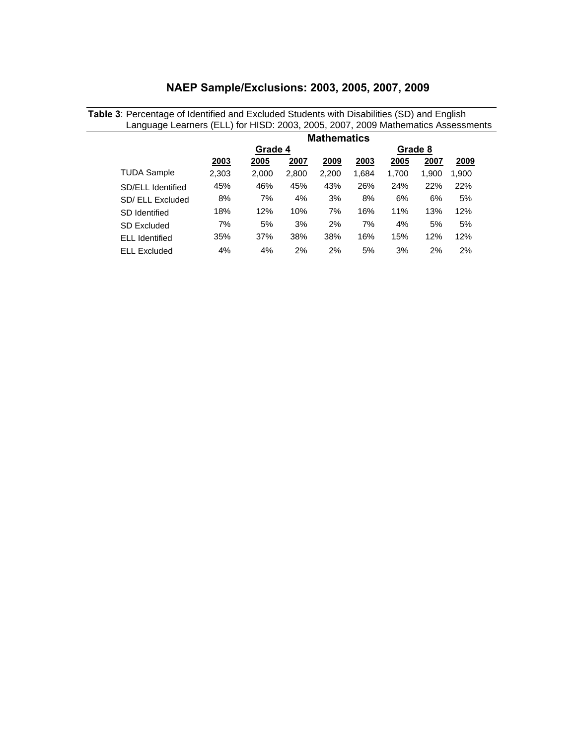# NAEP Sample/Exclusions: 2003, 2005, 2007, 2009

**Table 3**: Percentage of Identified and Excluded Students with Disabilities (SD) and English Language Learners (ELL) for HISD: 2003, 2005, 2007, 2009 Mathematics Assessments

| | Mathematics | | | | | | | |
|---|---|---|---|---|---|---|---|---|
| | Grade 4 | | | | Grade 8 | | | |
| | 2003 | 2005 | 2007 | 2009 | 2003 | 2005 | 2007 | 2009 |
| TUDA Sample | 2,303 | 2,000 | 2,800 | 2,200 | 1,684 | 1,700 | 1,900 | 1,900 |
| SD/ELL Identified | 45% | 46% | 45% | 43% | 26% | 24% | 22% | 22% |
| SD/ ELL Excluded | 8% | 7% | 4% | 3% | 8% | 6% | 6% | 5% |
| SD Identified | 18% | 12% | 10% | 7% | 16% | 11% | 13% | 12% |
| SD Excluded | 7% | 5% | 3% | 2% | 7% | 4% | 5% | 5% |
| ELL Identified | 35% | 37% | 38% | 38% | 16% | 15% | 12% | 12% |
| ELL Excluded | 4% | 4% | 2% | 2% | 5% | 3% | 2% | 2% |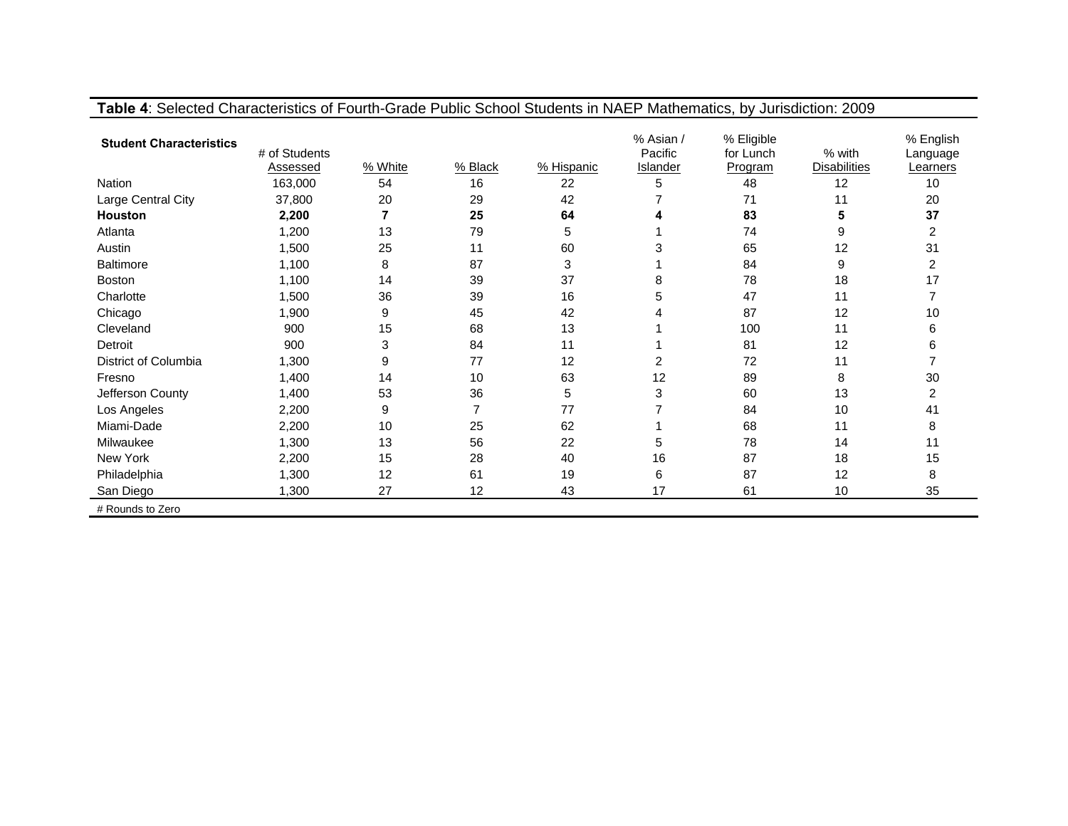**Table 4**: Selected Characteristics of Fourth-Grade Public School Students in NAEP Mathematics, by Jurisdiction: 2009

| **Student Characteristics** | # of Students Assessed | % White | % Black | % Hispanic | % Asian / Pacific Islander | % Eligible for Lunch Program | % with Disabilities | % English Language Learners |
|---|---|---|---|---|---|---|---|---|
| Nation | 163,000 | 54 | 16 | 22 | 5 | 48 | 12 | 10 |
| Large Central City | 37,800 | 20 | 29 | 42 | 7 | 71 | 11 | 20 |
| **Houston** | **2,200** | **7** | **25** | **64** | **4** | **83** | **5** | **37** |
| Atlanta | 1,200 | 13 | 79 | 5 | 1 | 74 | 9 | 2 |
| Austin | 1,500 | 25 | 11 | 60 | 3 | 65 | 12 | 31 |
| Baltimore | 1,100 | 8 | 87 | 3 | 1 | 84 | 9 | 2 |
| Boston | 1,100 | 14 | 39 | 37 | 8 | 78 | 18 | 17 |
| Charlotte | 1,500 | 36 | 39 | 16 | 5 | 47 | 11 | 7 |
| Chicago | 1,900 | 9 | 45 | 42 | 4 | 87 | 12 | 10 |
| Cleveland | 900 | 15 | 68 | 13 | 1 | 100 | 11 | 6 |
| Detroit | 900 | 3 | 84 | 11 | 1 | 81 | 12 | 6 |
| District of Columbia | 1,300 | 9 | 77 | 12 | 2 | 72 | 11 | 7 |
| Fresno | 1,400 | 14 | 10 | 63 | 12 | 89 | 8 | 30 |
| Jefferson County | 1,400 | 53 | 36 | 5 | 3 | 60 | 13 | 2 |
| Los Angeles | 2,200 | 9 | 7 | 77 | 7 | 84 | 10 | 41 |
| Miami-Dade | 2,200 | 10 | 25 | 62 | 1 | 68 | 11 | 8 |
| Milwaukee | 1,300 | 13 | 56 | 22 | 5 | 78 | 14 | 11 |
| New York | 2,200 | 15 | 28 | 40 | 16 | 87 | 18 | 15 |
| Philadelphia | 1,300 | 12 | 61 | 19 | 6 | 87 | 12 | 8 |
| San Diego | 1,300 | 27 | 12 | 43 | 17 | 61 | 10 | 35 |

# Rounds to Zero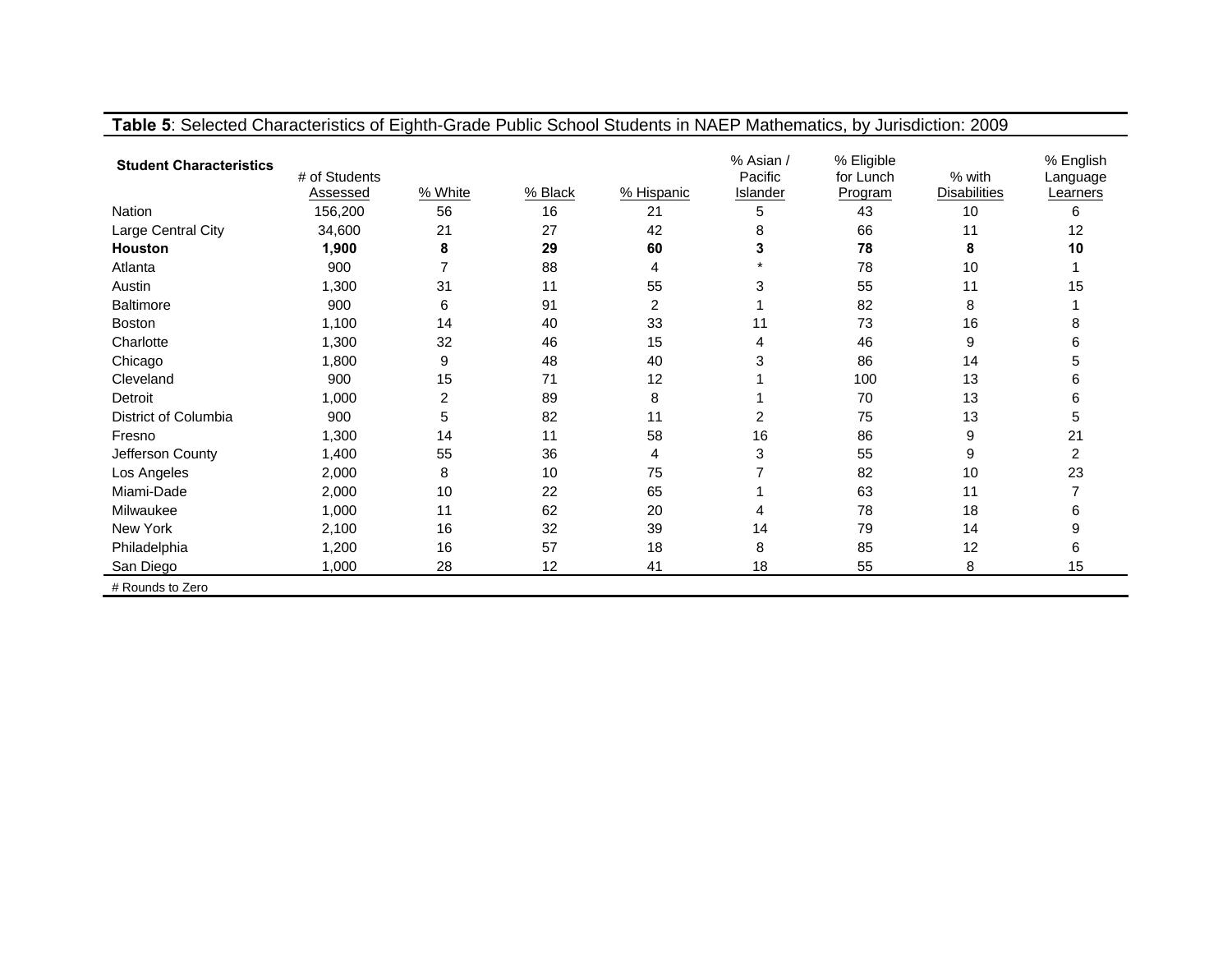**Table 5**: Selected Characteristics of Eighth-Grade Public School Students in NAEP Mathematics, by Jurisdiction: 2009

| **Student Characteristics** | # of Students Assessed | % White | % Black | % Hispanic | % Asian / Pacific Islander | % Eligible for Lunch Program | % with Disabilities | % English Language Learners |
|---|---|---|---|---|---|---|---|---|
| Nation | 156,200 | 56 | 16 | 21 | 5 | 43 | 10 | 6 |
| Large Central City | 34,600 | 21 | 27 | 42 | 8 | 66 | 11 | 12 |
| **Houston** | **1,900** | **8** | **29** | **60** | **3** | **78** | **8** | **10** |
| Atlanta | 900 | 7 | 88 | 4 | * | 78 | 10 | 1 |
| Austin | 1,300 | 31 | 11 | 55 | 3 | 55 | 11 | 15 |
| Baltimore | 900 | 6 | 91 | 2 | 1 | 82 | 8 | 1 |
| Boston | 1,100 | 14 | 40 | 33 | 11 | 73 | 16 | 8 |
| Charlotte | 1,300 | 32 | 46 | 15 | 4 | 46 | 9 | 6 |
| Chicago | 1,800 | 9 | 48 | 40 | 3 | 86 | 14 | 5 |
| Cleveland | 900 | 15 | 71 | 12 | 1 | 100 | 13 | 6 |
| Detroit | 1,000 | 2 | 89 | 8 | 1 | 70 | 13 | 6 |
| District of Columbia | 900 | 5 | 82 | 11 | 2 | 75 | 13 | 5 |
| Fresno | 1,300 | 14 | 11 | 58 | 16 | 86 | 9 | 21 |
| Jefferson County | 1,400 | 55 | 36 | 4 | 3 | 55 | 9 | 2 |
| Los Angeles | 2,000 | 8 | 10 | 75 | 7 | 82 | 10 | 23 |
| Miami-Dade | 2,000 | 10 | 22 | 65 | 1 | 63 | 11 | 7 |
| Milwaukee | 1,000 | 11 | 62 | 20 | 4 | 78 | 18 | 6 |
| New York | 2,100 | 16 | 32 | 39 | 14 | 79 | 14 | 9 |
| Philadelphia | 1,200 | 16 | 57 | 18 | 8 | 85 | 12 | 6 |
| San Diego | 1,000 | 28 | 12 | 41 | 18 | 55 | 8 | 15 |

# Rounds to Zero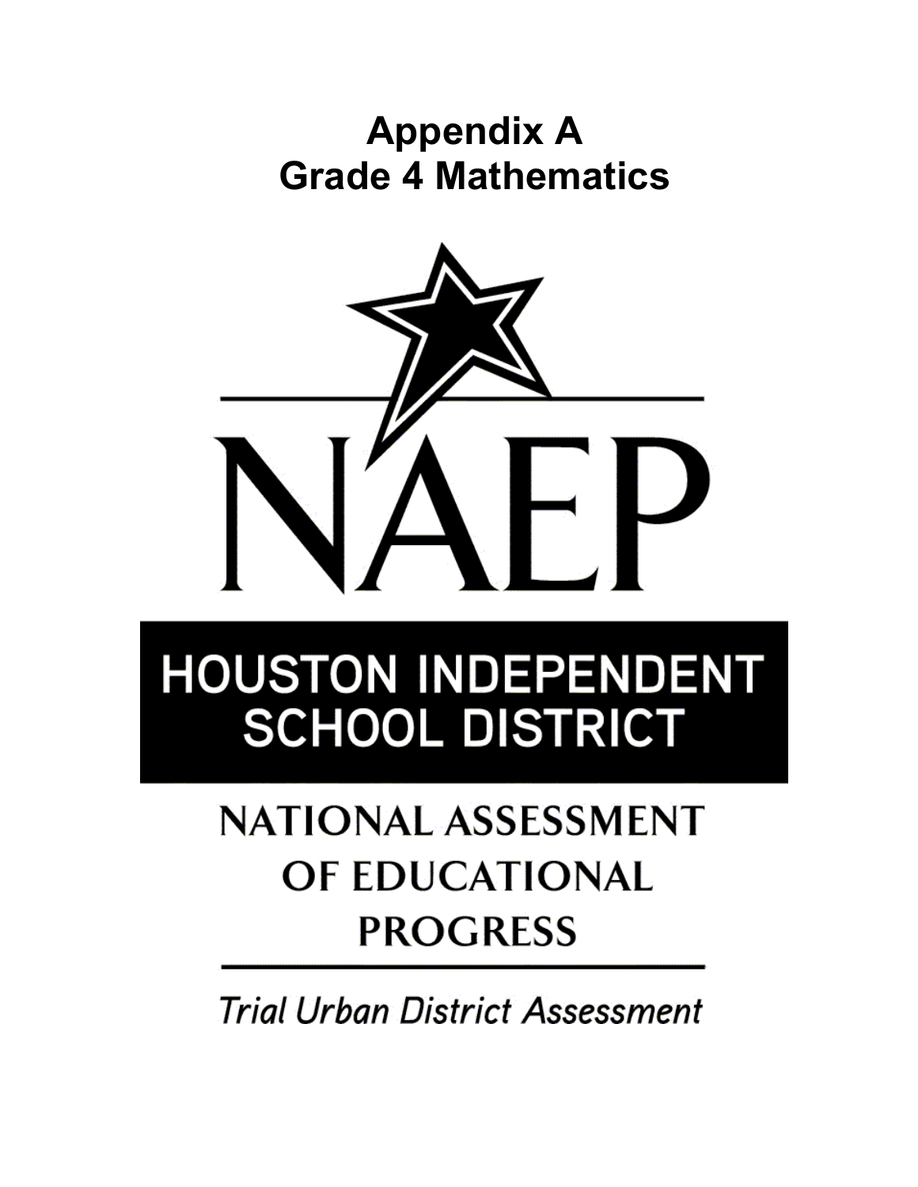# Appendix A
# Grade 4 Mathematics

NAEP

HOUSTON INDEPENDENT SCHOOL DISTRICT

NATIONAL ASSESSMENT OF EDUCATIONAL PROGRESS

*Trial Urban District Assessment*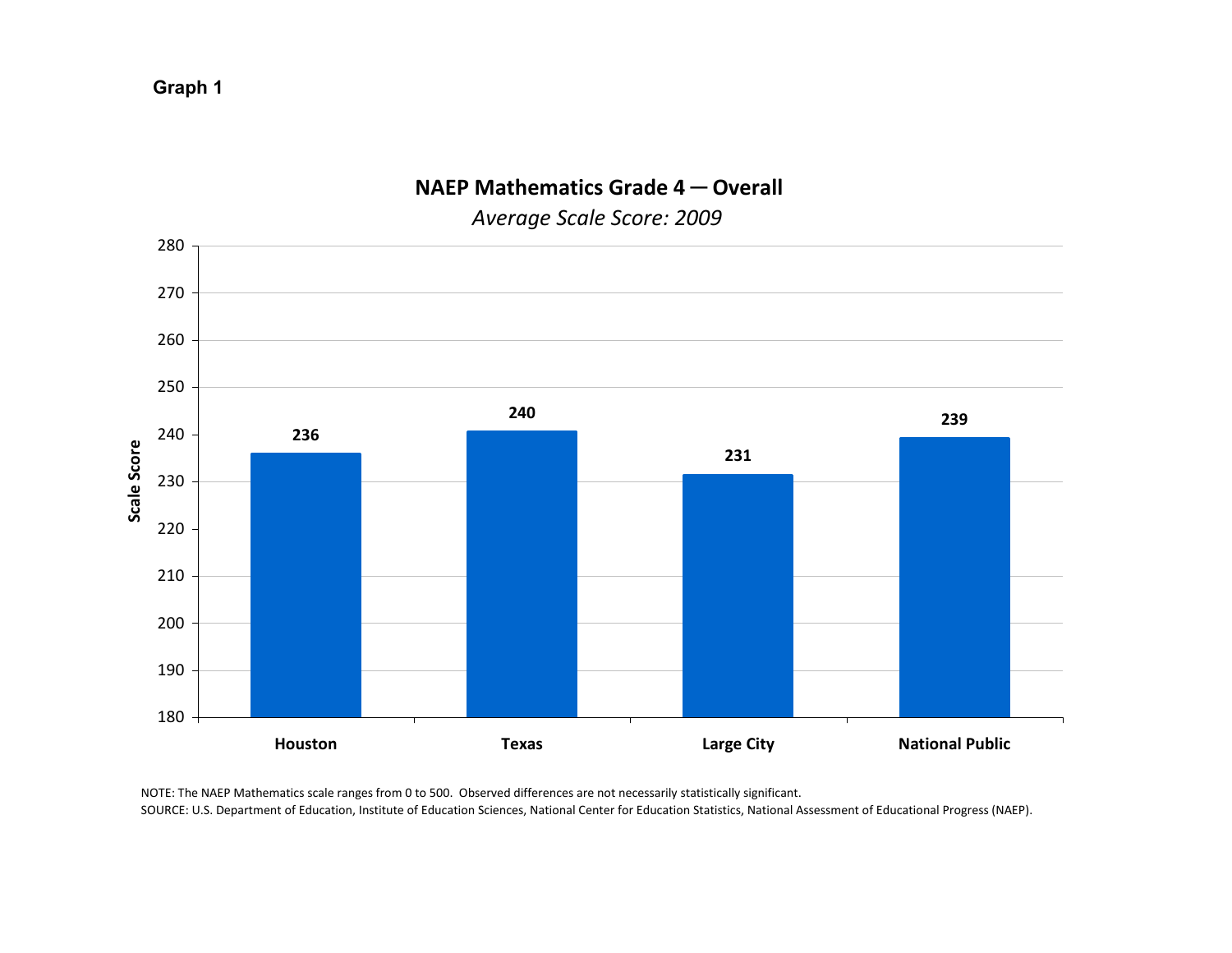**Graph 1**

**NAEP Mathematics Grade 4 — Overall**

*Average Scale Score: 2009*

Scale Score

280
270
260
250
240
230
220
210
200
190
180

236
240
231
239

Houston
Texas
Large City
National Public

NOTE: The NAEP Mathematics scale ranges from 0 to 500. Observed differences are not necessarily statistically significant.

SOURCE: U.S. Department of Education, Institute of Education Sciences, National Center for Education Statistics, National Assessment of Educational Progress (NAEP).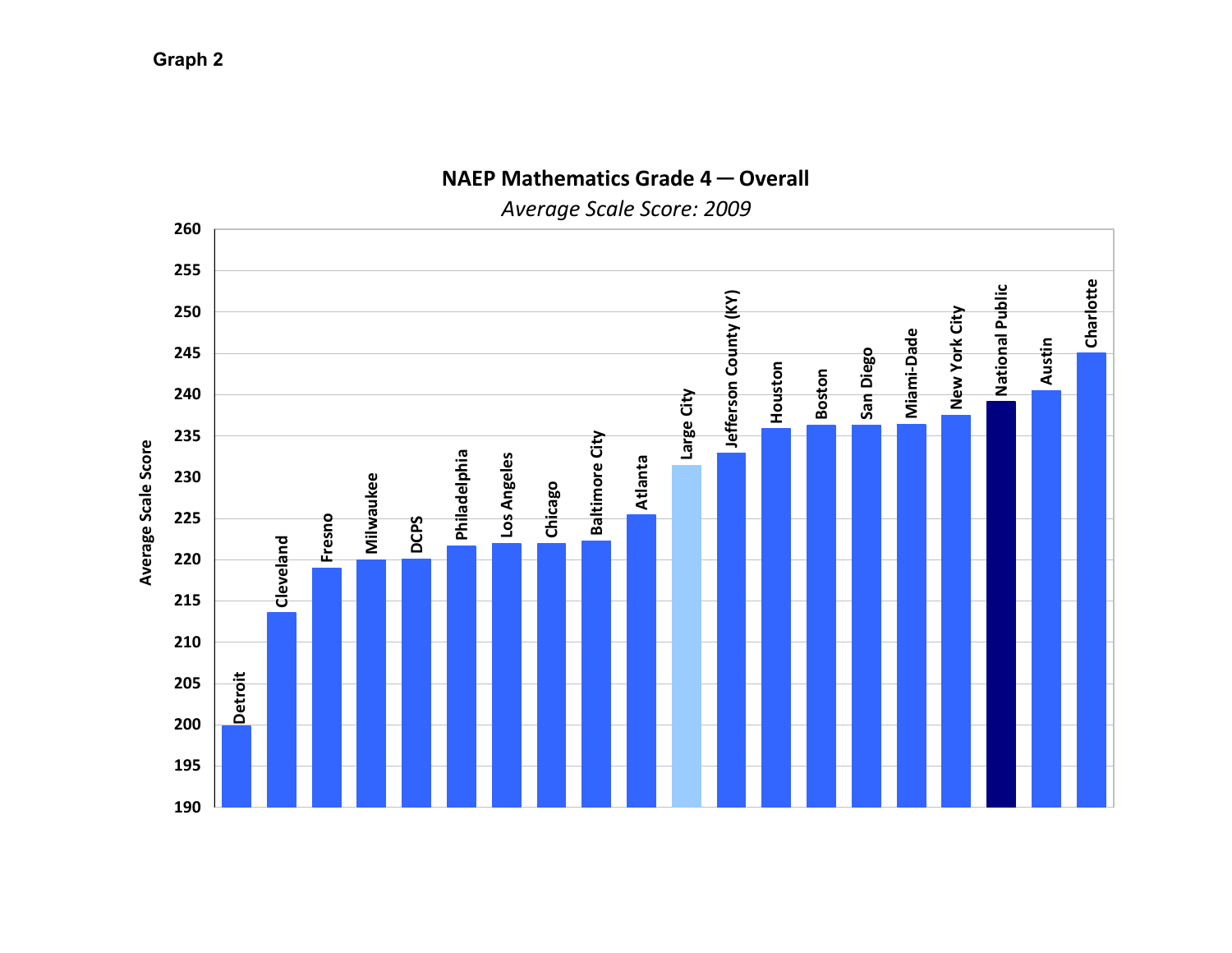**Graph 2**

**NAEP Mathematics Grade 4 — Overall**

*Average Scale Score: 2009*

Average Scale Score

260
255
250
245
240
235
230
225
220
215
210
205
200
195
190

Detroit
Cleveland
Fresno
Milwaukee
DCPS
Philadelphia
Los Angeles
Chicago
Baltimore City
Atlanta
Large City
Jefferson County (KY)
Houston
Boston
San Diego
Miami-Dade
New York City
National Public
Austin
Charlotte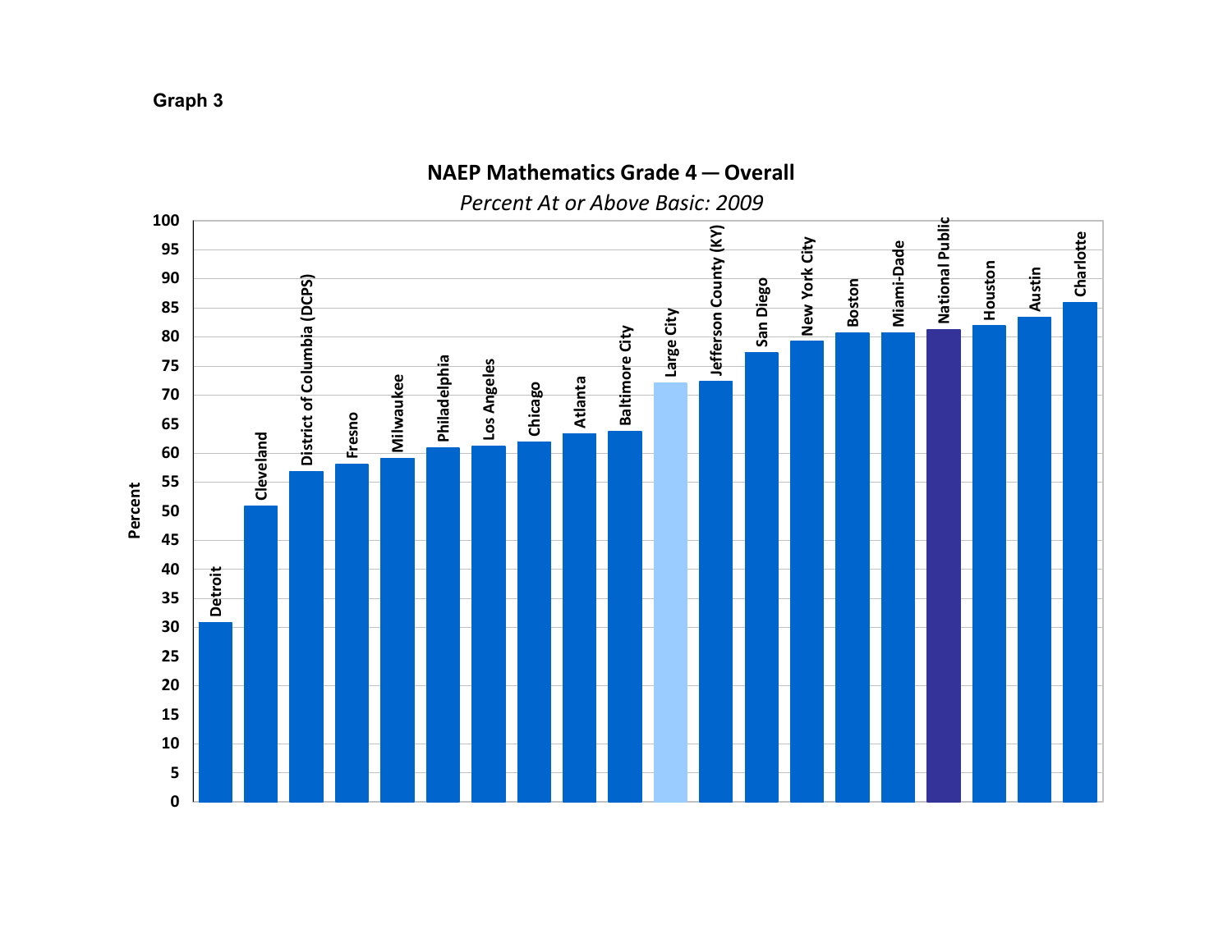**Graph 3**

**NAEP Mathematics Grade 4 — Overall**

*Percent At or Above Basic: 2009*

Percent

100
95
90
85
80
75
70
65
60
55
50
45
40
35
30
25
20
15
10
5
0

Detroit
Cleveland
District of Columbia (DCPS)
Fresno
Milwaukee
Philadelphia
Los Angeles
Chicago
Atlanta
Baltimore City
Large City
Jefferson County (KY)
San Diego
New York City
Boston
Miami-Dade
National Public
Houston
Austin
Charlotte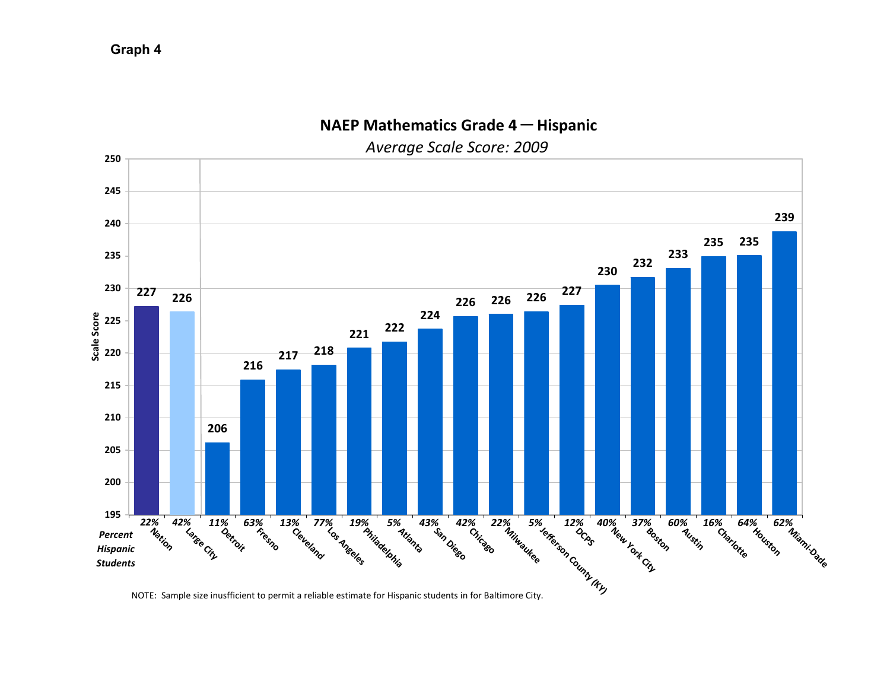**Graph 4**

**NAEP Mathematics Grade 4 — Hispanic**

*Average Scale Score: 2009*

Scale Score

250
245
240
235
230
225
220
215
210
205
200
195

227
226
206
216
217
218
221
222
224
226
226
226
227
230
232
233
235
235
239

*Percent Hispanic Students*

22% Nation
42% Large City
11% Detroit
63% Fresno
13% Cleveland
77% Los Angeles
19% Philadelphia
5% Atlanta
43% San Diego
42% Chicago
22% Milwaukee
5% Jefferson County (KY)
12% DCPS
40% New York City
37% Boston
60% Austin
16% Charlotte
64% Houston
62% Miami-Dade

NOTE: Sample size inusfficient to permit a reliable estimate for Hispanic students in for Baltimore City.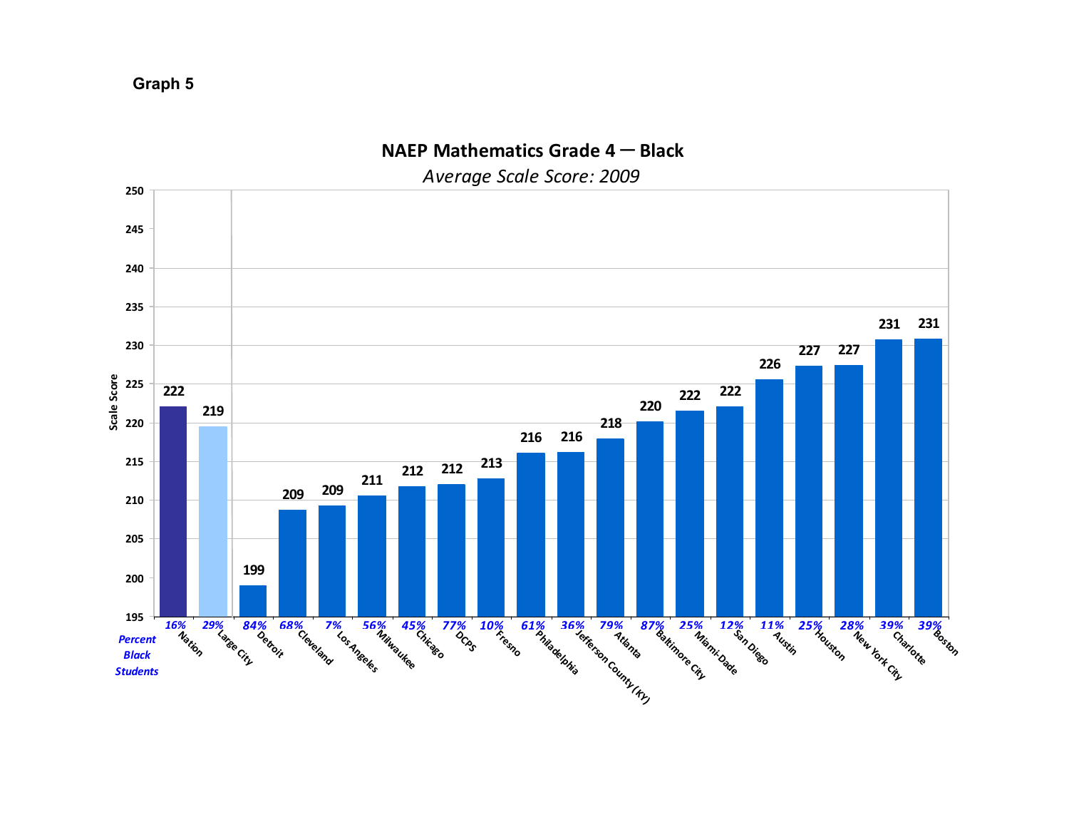**Graph 5**

**NAEP Mathematics Grade 4 — Black**

*Average Scale Score: 2009*

Scale Score

250
245
240
235
230
225
220
215
210
205
200
195

222 219 199 209 209 211 212 212 213 216 216 218 220 222 222 226 227 227 231 231

Percent Black Students

16% Nation
29% Large City
84% Detroit
68% Cleveland
7% Los Angeles
56% Milwaukee
45% Chicago
77% DCPS
10% Fresno
61% Philadelphia
36% Jefferson County (KY)
79% Atlanta
87% Baltimore City
25% Miami-Dade
12% San Diego
11% Austin
25% Houston
28% New York City
39% Charlotte
39% Boston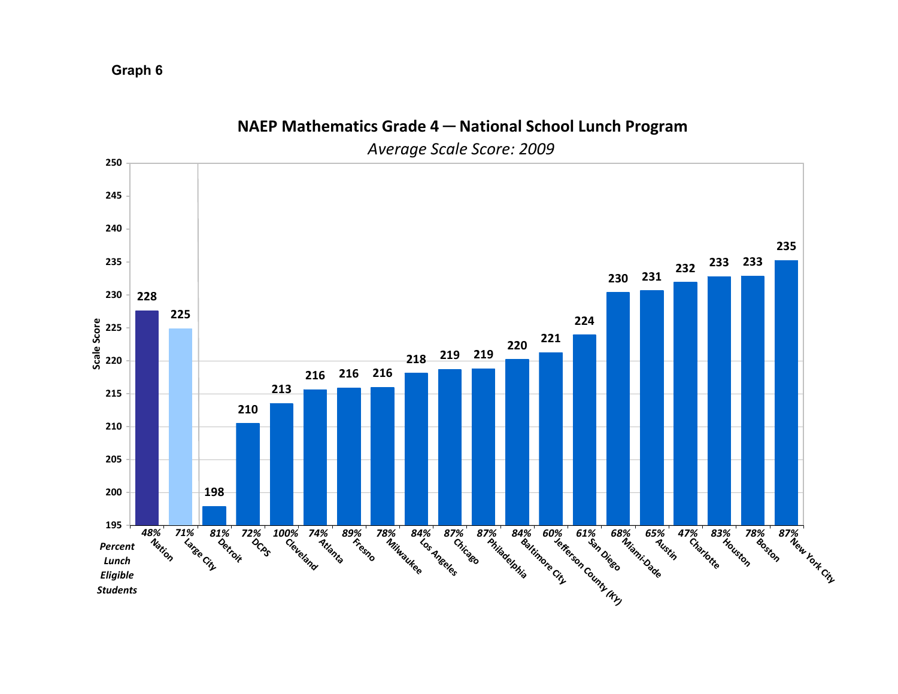Graph 6

**NAEP Mathematics Grade 4 — National School Lunch Program**

*Average Scale Score: 2009*

Scale Score

250
245
240
235
230
225
220
215
210
205
200
195

228 225 198 210 213 216 216 216 218 219 219 220 221 224 230 231 232 233 233 235

*Percent Lunch Eligible Students*

48% Nation
71% Large City
81% Detroit
72% DCPS
100% Cleveland
74% Atlanta
89% Fresno
78% Milwaukee
84% Los Angeles
87% Chicago
87% Philadelphia
84% Baltimore City
60% Jefferson County (KY)
61% San Diego
68% Miami-Dade
65% Austin
47% Charlotte
83% Houston
78% Boston
87% New York City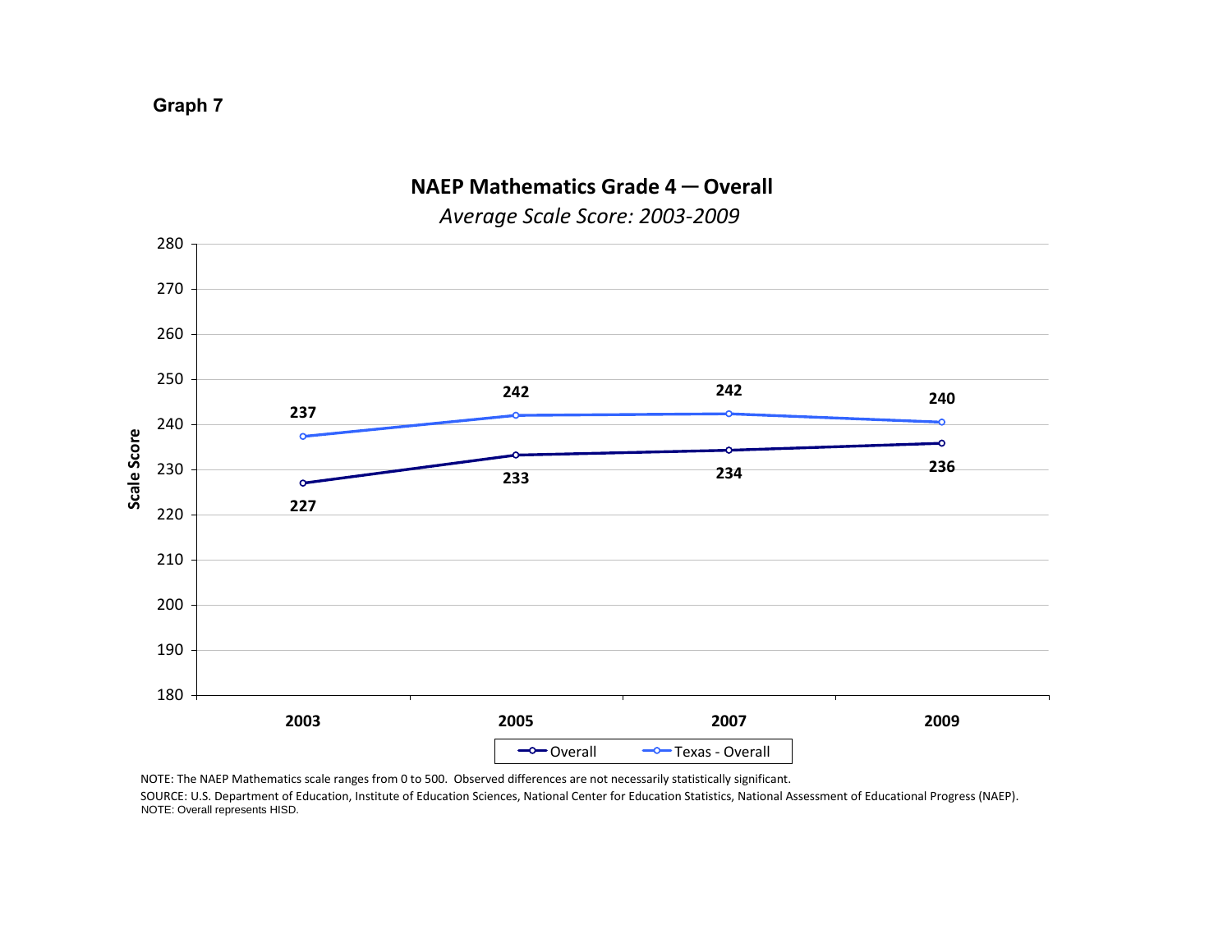**Graph 7**

**NAEP Mathematics Grade 4 — Overall**

*Average Scale Score: 2003-2009*

280
270
260
250
240
230
220
210
200
190
180

Scale Score

237
242
242
240
227
233
234
236

2003
2005
2007
2009

Overall
Texas - Overall

NOTE: The NAEP Mathematics scale ranges from 0 to 500. Observed differences are not necessarily statistically significant.

SOURCE: U.S. Department of Education, Institute of Education Sciences, National Center for Education Statistics, National Assessment of Educational Progress (NAEP).

NOTE: Overall represents HISD.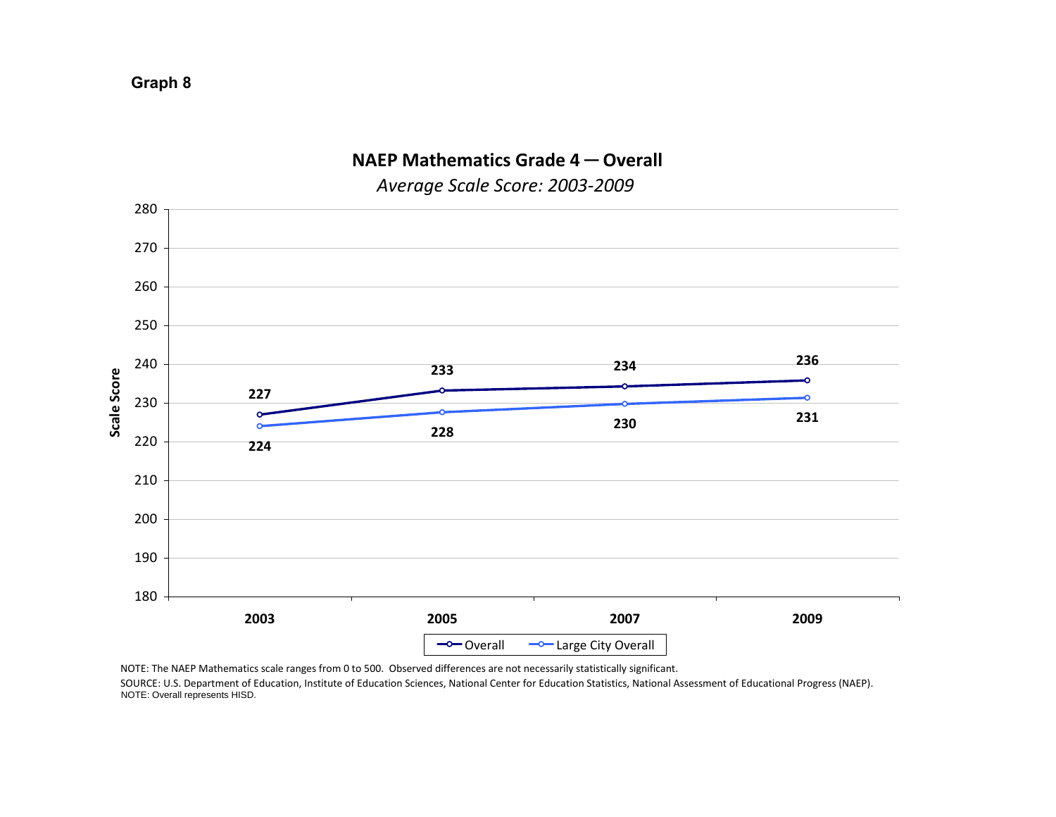**Graph 8**

**NAEP Mathematics Grade 4 — Overall**

*Average Scale Score: 2003-2009*

280
270
260
250
240
230
220
210
200
190
180

Scale Score

227
233
234
236

224
228
230
231

2003
2005
2007
2009

Overall
Large City Overall

NOTE: The NAEP Mathematics scale ranges from 0 to 500. Observed differences are not necessarily statistically significant.

SOURCE: U.S. Department of Education, Institute of Education Sciences, National Center for Education Statistics, National Assessment of Educational Progress (NAEP).

NOTE: Overall represents HISD.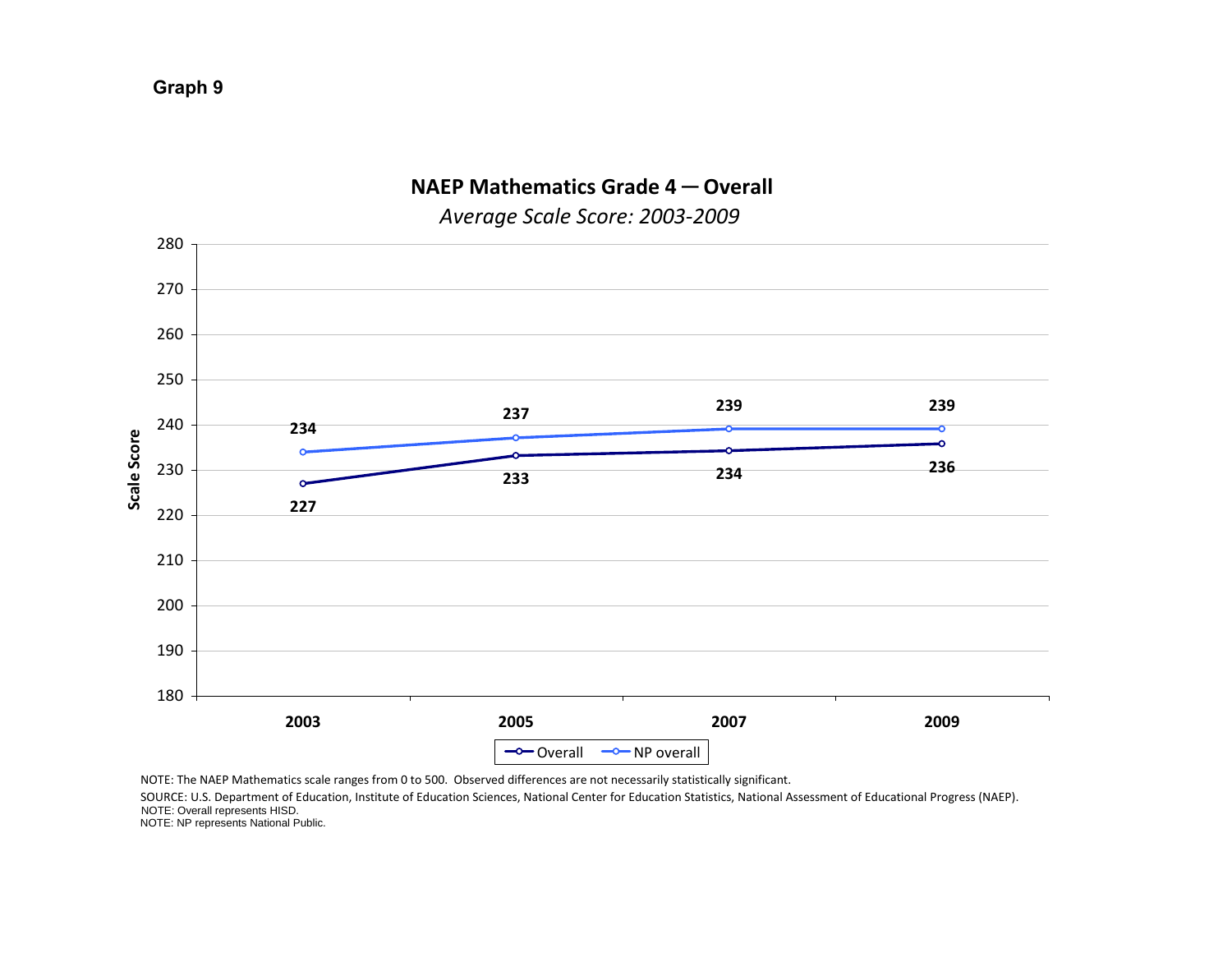**Graph 9**

**NAEP Mathematics Grade 4 — Overall**

*Average Scale Score: 2003-2009*

Scale Score

280
270
260
250
240
230
220
210
200
190
180

234
237
239
239

227
233
234
236

2003
2005
2007
2009

Overall
NP overall

NOTE: The NAEP Mathematics scale ranges from 0 to 500. Observed differences are not necessarily statistically significant.

SOURCE: U.S. Department of Education, Institute of Education Sciences, National Center for Education Statistics, National Assessment of Educational Progress (NAEP).

NOTE: Overall represents HISD.

NOTE: NP represents National Public.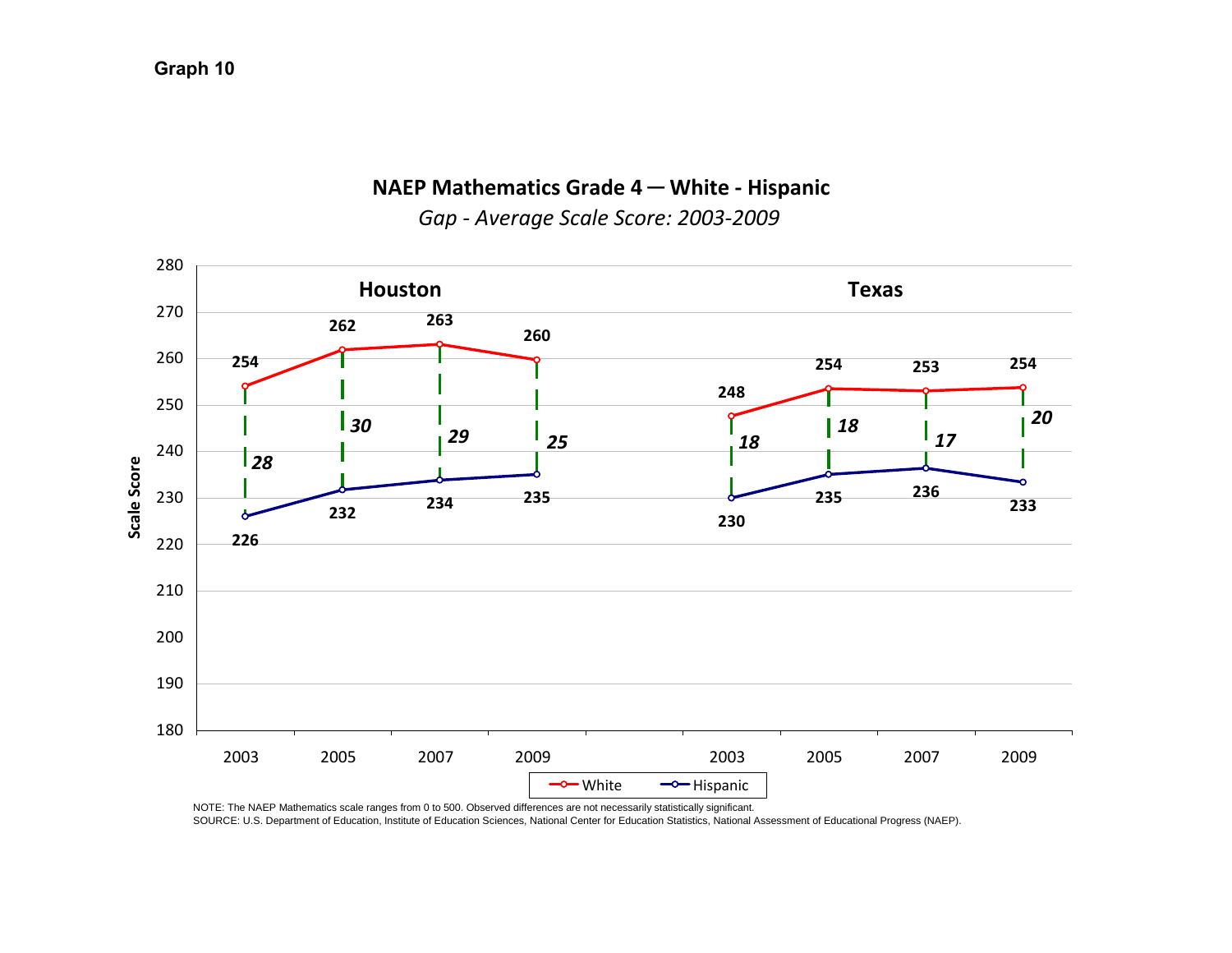**Graph 10**

**NAEP Mathematics Grade 4 — White - Hispanic**

*Gap - Average Scale Score: 2003-2009*

Scale Score

280
270
260
250
240
230
220
210
200
190
180

**Houston**

254
262
263
260
*28*
*30*
*29*
*25*
226
232
234
235

2003
2005
2007
2009

**Texas**

248
254
253
254
*18*
*18*
*17*
*20*
230
235
236
233

2003
2005
2007
2009

White
Hispanic

NOTE: The NAEP Mathematics scale ranges from 0 to 500. Observed differences are not necessarily statistically significant.
SOURCE: U.S. Department of Education, Institute of Education Sciences, National Center for Education Statistics, National Assessment of Educational Progress (NAEP).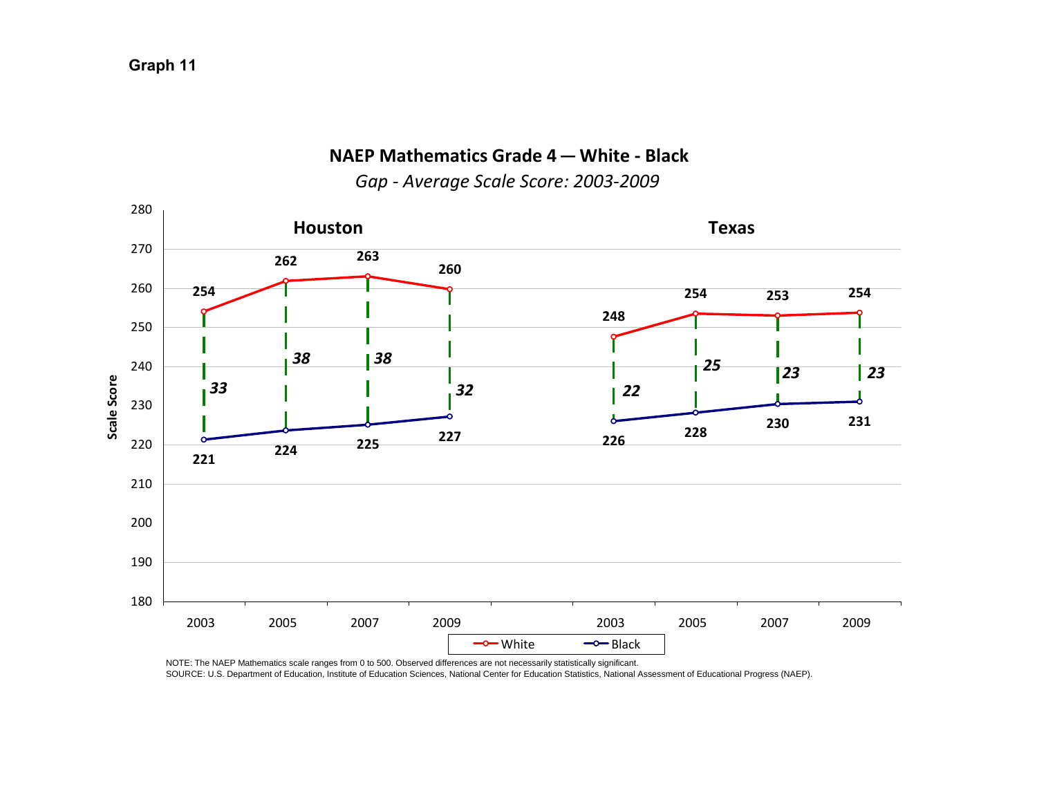**Graph 11**

NAEP Mathematics Grade 4 — White - Black

*Gap - Average Scale Score: 2003-2009*

Houston

Texas

Scale Score

280
270
260
250
240
230
220
210
200
190
180

Houston: 2003 2005 2007 2009

White: 254 262 263 260

Black: 221 224 225 227

Gap: *33* *38* *38* *32*

Texas: 2003 2005 2007 2009

White: 248 254 253 254

Black: 226 228 230 231

Gap: *22* *25* *23* *23*

White — Black

NOTE: The NAEP Mathematics scale ranges from 0 to 500. Observed differences are not necessarily statistically significant.
SOURCE: U.S. Department of Education, Institute of Education Sciences, National Center for Education Statistics, National Assessment of Educational Progress (NAEP).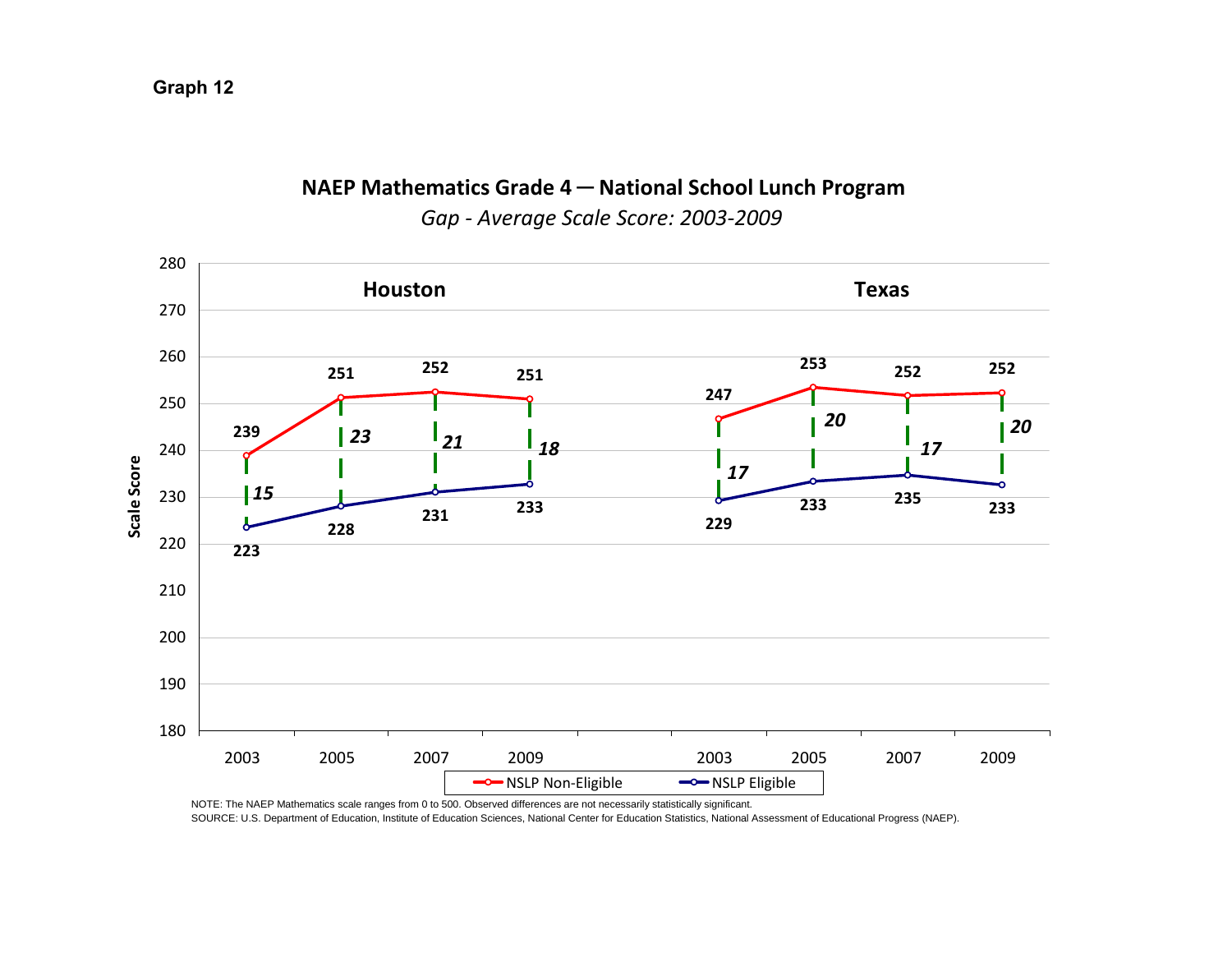**Graph 12**

**NAEP Mathematics Grade 4 — National School Lunch Program**

*Gap - Average Scale Score: 2003-2009*

Scale Score

280
270
260
250
240
230
220
210
200
190
180

**Houston**

239
251
252
251
*15*
*23*
*21*
*18*
223
228
231
233

2003
2005
2007
2009

**Texas**

247
253
252
252
*17*
*20*
*17*
*20*
229
233
235
233

2003
2005
2007
2009

NSLP Non-Eligible
NSLP Eligible

NOTE: The NAEP Mathematics scale ranges from 0 to 500. Observed differences are not necessarily statistically significant.

SOURCE: U.S. Department of Education, Institute of Education Sciences, National Center for Education Statistics, National Assessment of Educational Progress (NAEP).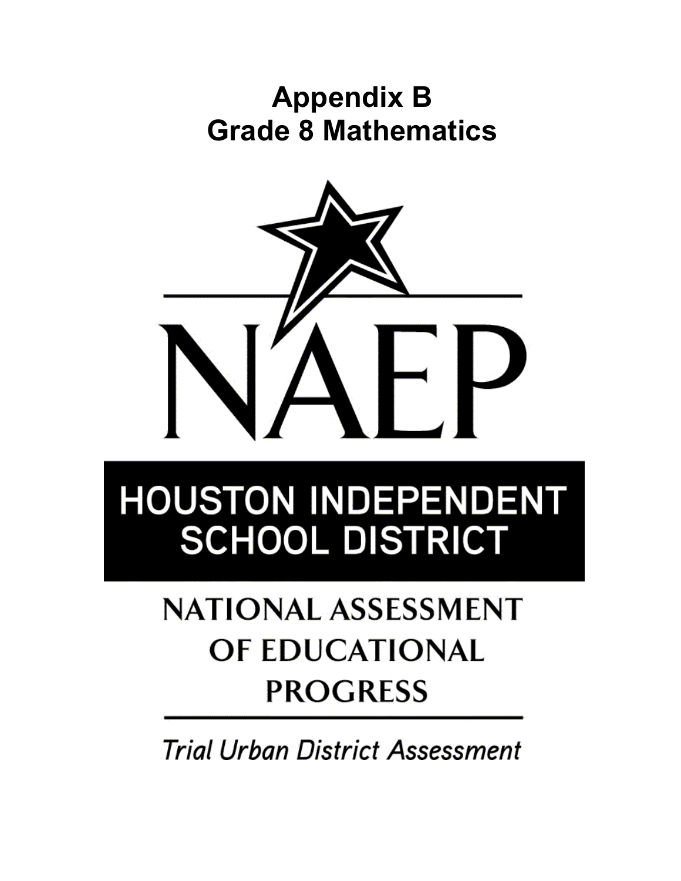# Appendix B
# Grade 8 Mathematics

NAEP

HOUSTON INDEPENDENT SCHOOL DISTRICT

NATIONAL ASSESSMENT OF EDUCATIONAL PROGRESS

*Trial Urban District Assessment*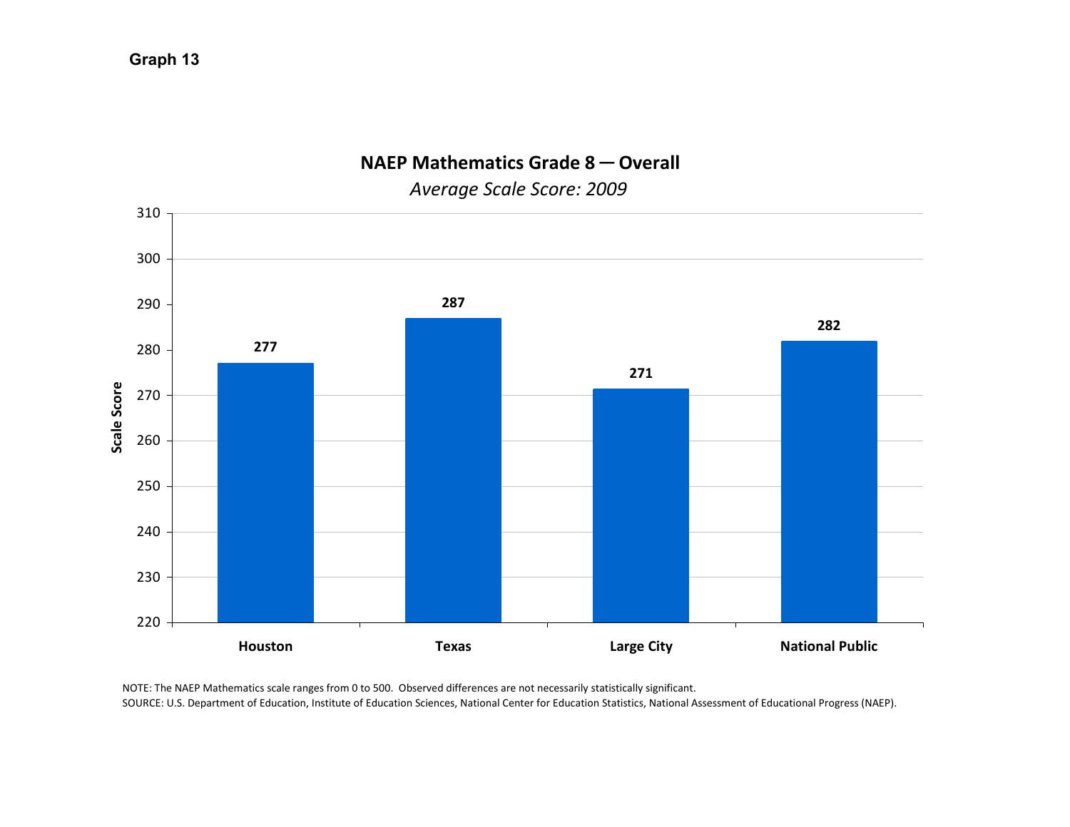**Graph 13**

**NAEP Mathematics Grade 8 — Overall**

*Average Scale Score: 2009*

310
300
290
280
270
260
250
240
230
220

Scale Score

277
287
271
282

Houston
Texas
Large City
National Public

NOTE: The NAEP Mathematics scale ranges from 0 to 500. Observed differences are not necessarily statistically significant.

SOURCE: U.S. Department of Education, Institute of Education Sciences, National Center for Education Statistics, National Assessment of Educational Progress (NAEP).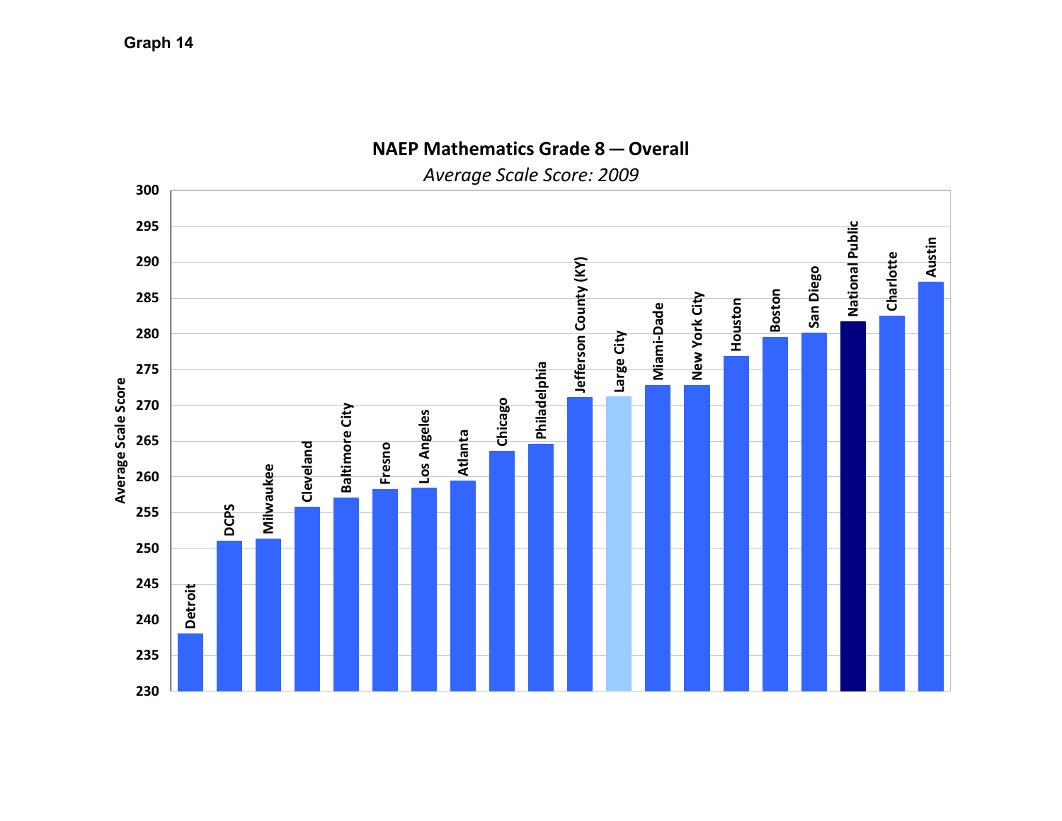**Graph 14**

**NAEP Mathematics Grade 8 — Overall**

*Average Scale Score: 2009*

Average Scale Score

300
295
290
285
280
275
270
265
260
255
250
245
240
235
230

Detroit
DCPS
Milwaukee
Cleveland
Baltimore City
Fresno
Los Angeles
Atlanta
Chicago
Philadelphia
Jefferson County (KY)
Large City
Miami-Dade
New York City
Houston
Boston
San Diego
National Public
Charlotte
Austin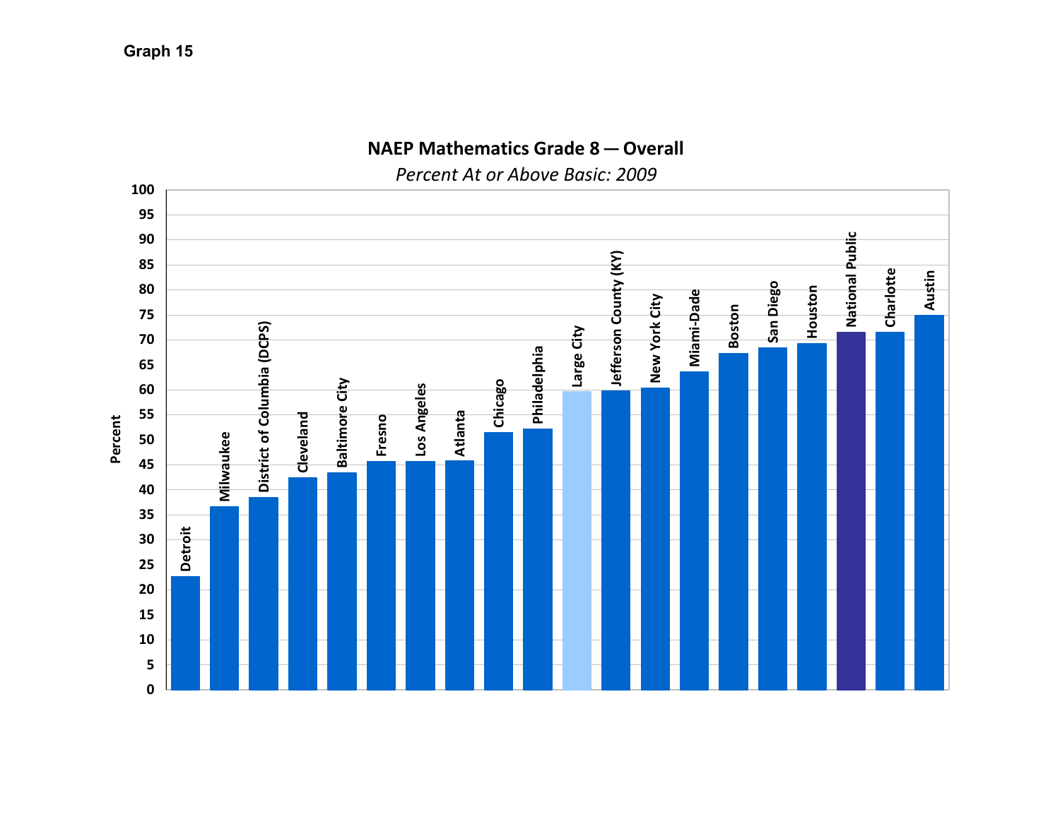Graph 15

NAEP Mathematics Grade 8 — Overall

*Percent At or Above Basic: 2009*

Percent

0
5
10
15
20
25
30
35
40
45
50
55
60
65
70
75
80
85
90
95
100

Detroit
Milwaukee
District of Columbia (DCPS)
Cleveland
Baltimore City
Fresno
Los Angeles
Atlanta
Chicago
Philadelphia
Large City
Jefferson County (KY)
New York City
Miami-Dade
Boston
San Diego
Houston
National Public
Charlotte
Austin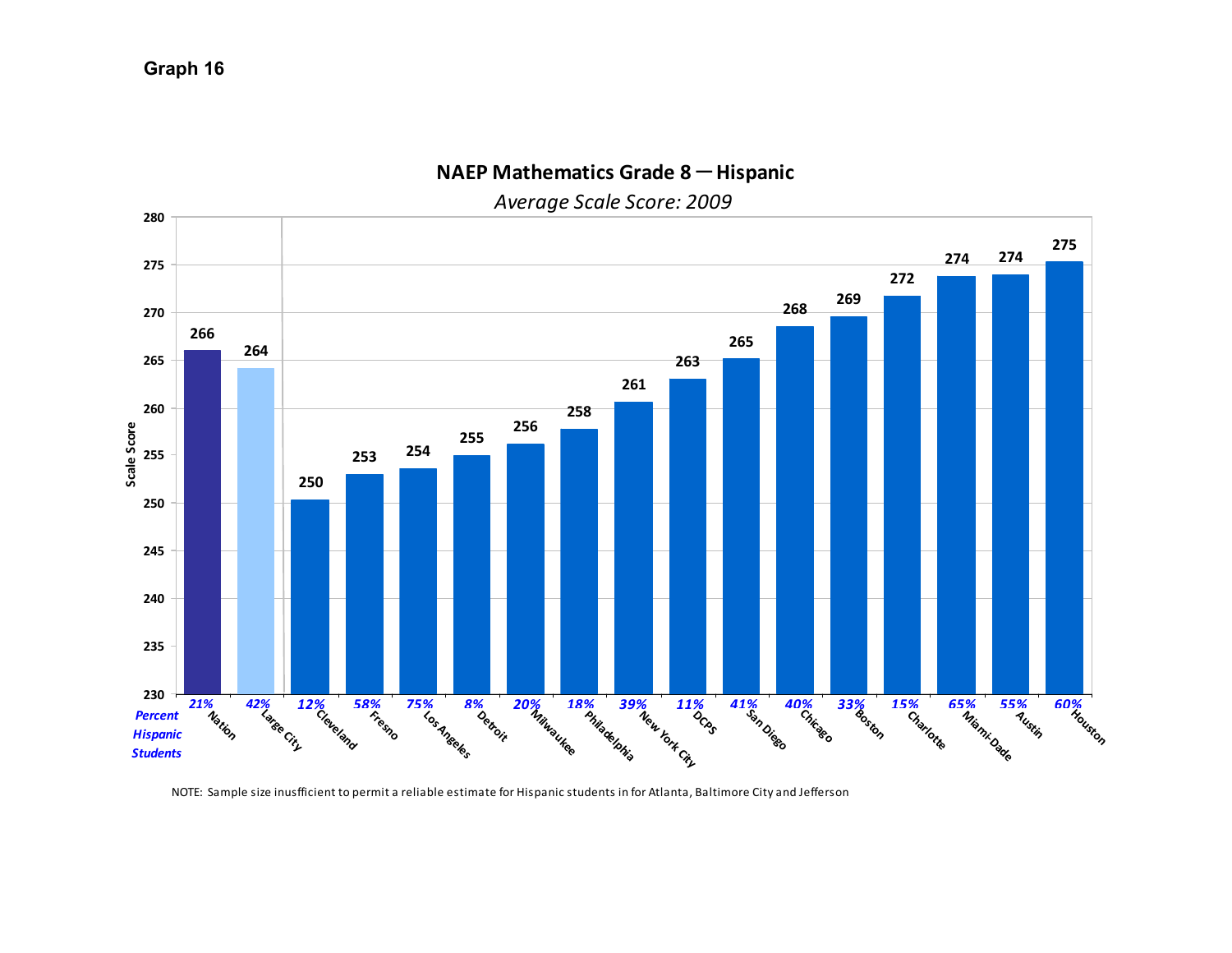**Graph 16**

**NAEP Mathematics Grade 8 — Hispanic**

*Average Scale Score: 2009*

Scale Score

280
275
270
265
260
255
250
245
240
235
230

266
264
250
253
254
255
256
258
261
263
265
268
269
272
274
274
275

Percent Hispanic Students

21% Nation
42% Large City
12% Cleveland
58% Fresno
75% Los Angeles
8% Detroit
20% Milwaukee
18% Philadelphia
39% New York City
11% DCPS
41% San Diego
40% Chicago
33% Boston
15% Charlotte
65% Miami-Dade
55% Austin
60% Houston

NOTE: Sample size inusfficient to permit a reliable estimate for Hispanic students in for Atlanta, Baltimore City and Jefferson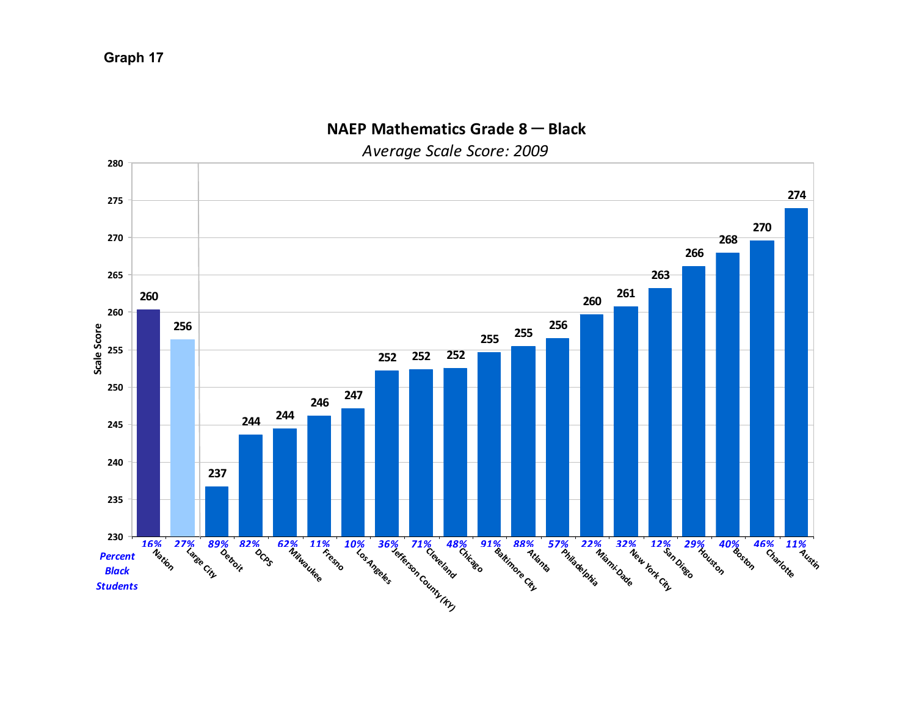**Graph 17**

**NAEP Mathematics Grade 8 — Black**

*Average Scale Score: 2009*

Scale Score

280
275
270
265
260
255
250
245
240
235
230

260
256
237
244
244
246
247
252
252
252
255
255
256
260
261
263
266
268
270
274

*Percent Black Students*

16% Nation
27% Large City
89% Detroit
82% DCPS
62% Milwaukee
11% Fresno
10% Los Angeles
36% Jefferson County (KY)
71% Cleveland
48% Chicago
91% Baltimore City
88% Atlanta
57% Philadelphia
22% Miami-Dade
32% New York City
12% San Diego
29% Houston
40% Boston
46% Charlotte
11% Austin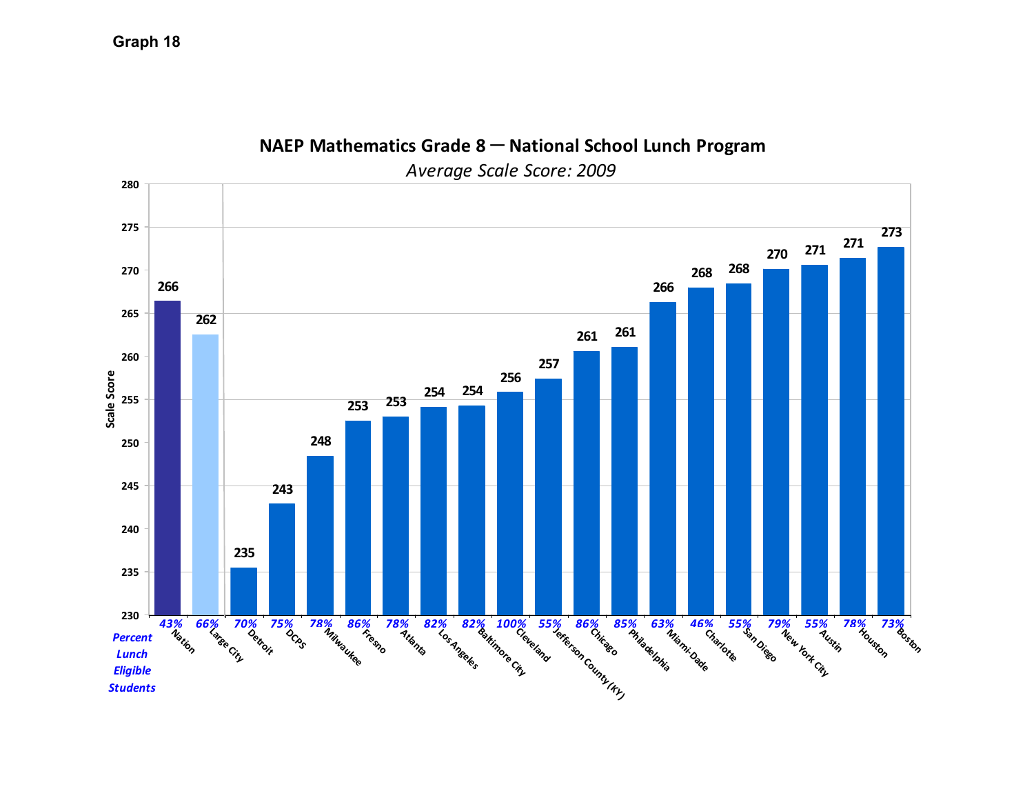**Graph 18**

**NAEP Mathematics Grade 8 — National School Lunch Program**

*Average Scale Score: 2009*

Scale Score

280
275
270
265
260
255
250
245
240
235
230

266 Nation 43%
262 Large City 66%
235 Detroit 70%
243 DCPS 75%
248 Milwaukee 78%
253 Fresno 86%
253 Atlanta 78%
254 Los Angeles 82%
254 Baltimore City 82%
256 Cleveland 100%
257 Jefferson County (KY) 55%
261 Chicago 86%
261 Philadelphia 85%
266 Miami-Dade 63%
268 Charlotte 46%
268 San Diego 55%
270 New York City 79%
271 Austin 55%
271 Houston 78%
273 Boston 73%

*Percent Lunch Eligible Students*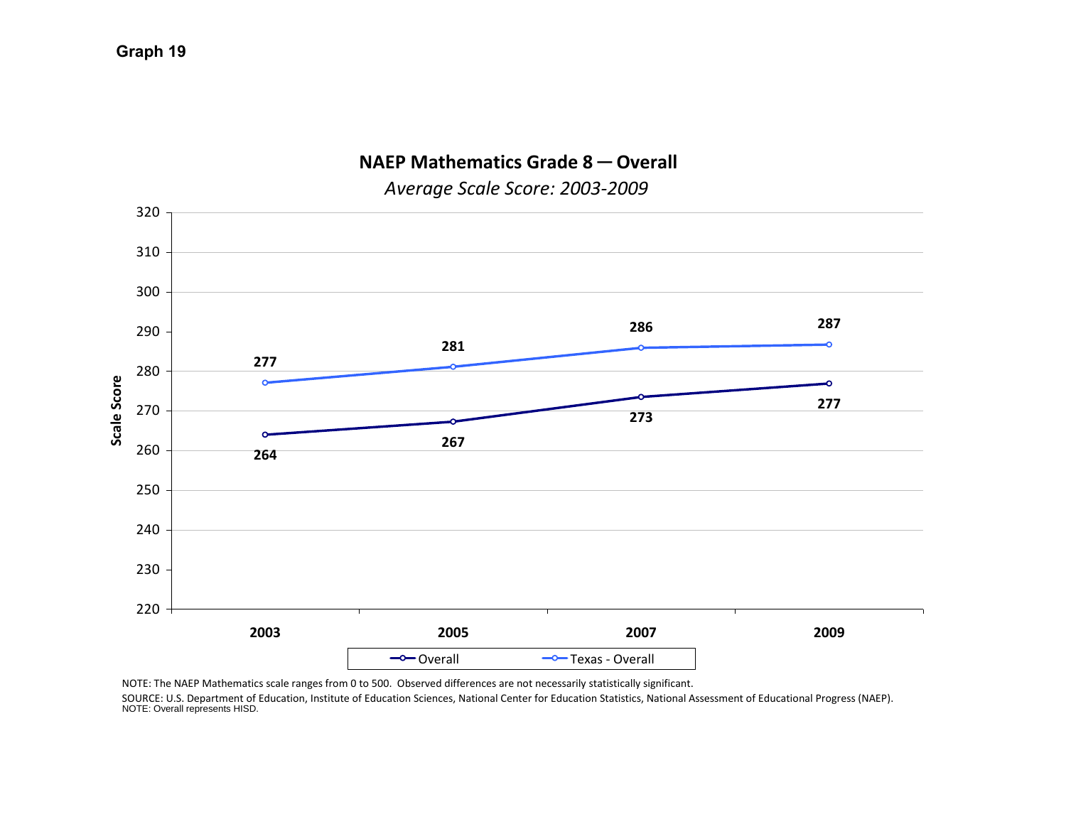**Graph 19**

**NAEP Mathematics Grade 8 — Overall**

*Average Scale Score: 2003-2009*

Scale Score

320
310
300
290
280
270
260
250
240
230
220

2003
2005
2007
2009

277
281
286
287

264
267
273
277

Overall
Texas - Overall

NOTE: The NAEP Mathematics scale ranges from 0 to 500. Observed differences are not necessarily statistically significant.

SOURCE: U.S. Department of Education, Institute of Education Sciences, National Center for Education Statistics, National Assessment of Educational Progress (NAEP).

NOTE: Overall represents HISD.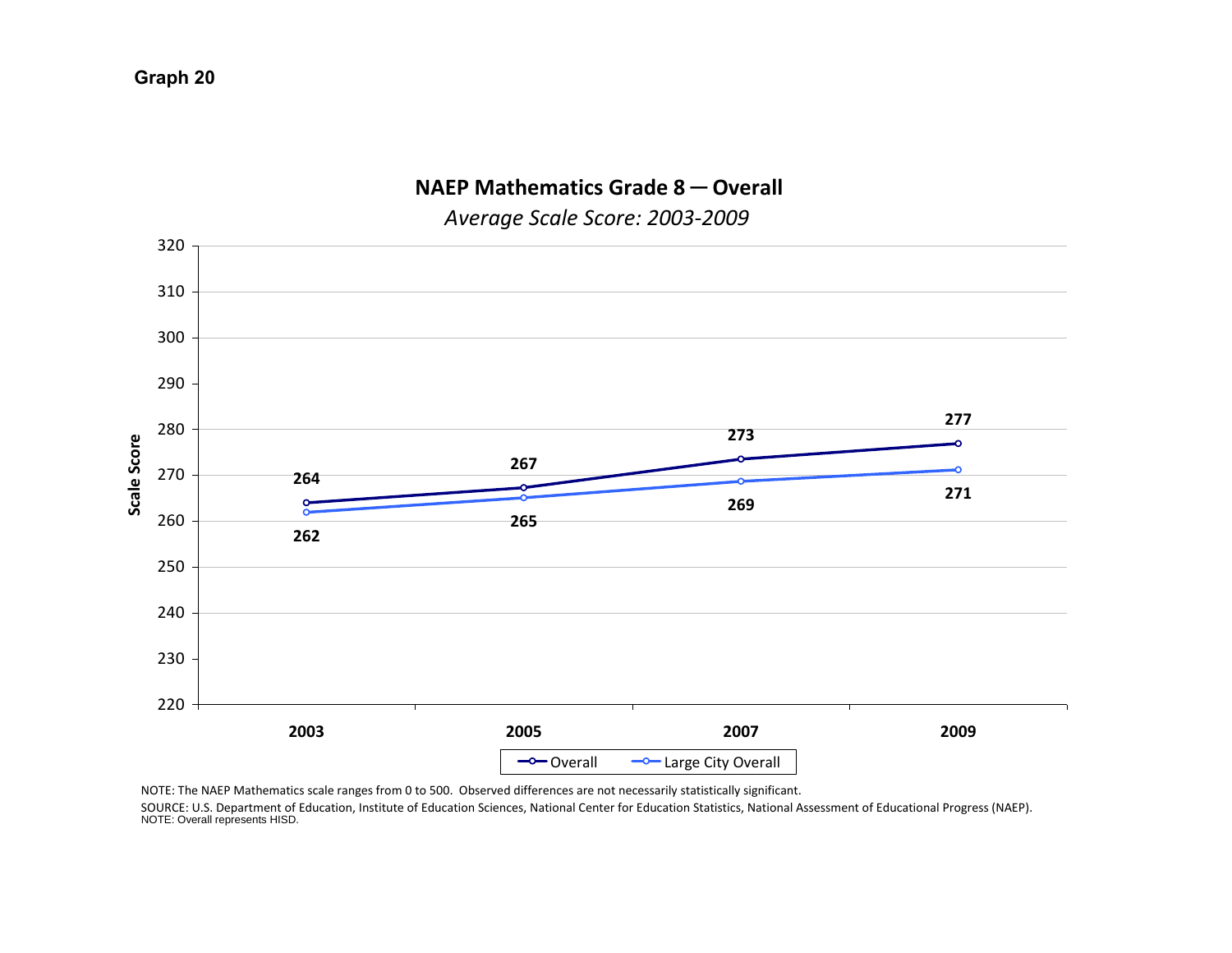**Graph 20**

**NAEP Mathematics Grade 8 — Overall**

*Average Scale Score: 2003-2009*

Scale Score

320
310
300
290
280
270
260
250
240
230
220

2003
2005
2007
2009

264
267
273
277
262
265
269
271

Overall
Large City Overall

NOTE: The NAEP Mathematics scale ranges from 0 to 500. Observed differences are not necessarily statistically significant.

SOURCE: U.S. Department of Education, Institute of Education Sciences, National Center for Education Statistics, National Assessment of Educational Progress (NAEP).
NOTE: Overall represents HISD.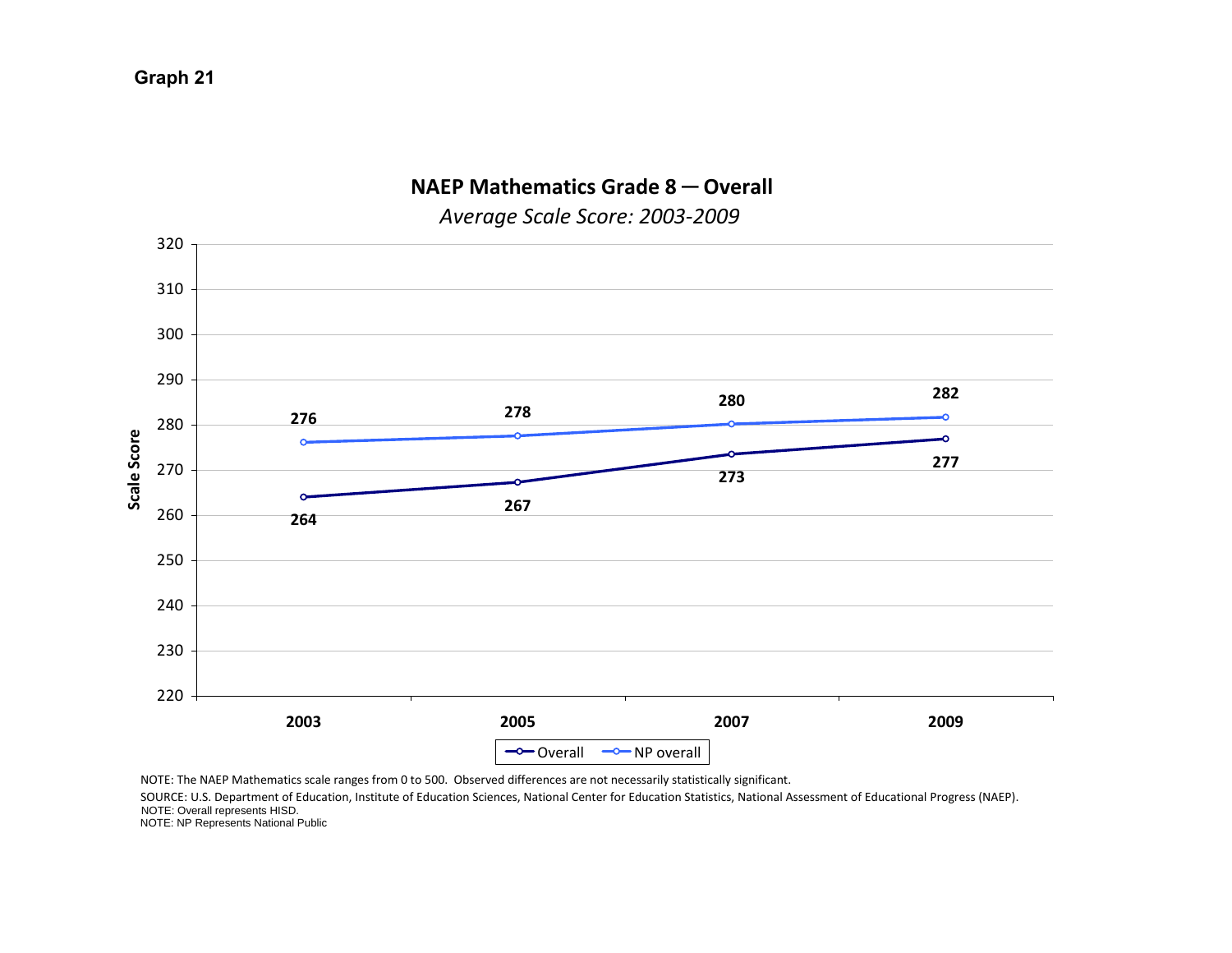**Graph 21**

**NAEP Mathematics Grade 8 — Overall**

*Average Scale Score: 2003-2009*

Scale Score

320
310
300
290
280
270
260
250
240
230
220

2003
2005
2007
2009

276
278
280
282

264
267
273
277

Overall
NP overall

NOTE: The NAEP Mathematics scale ranges from 0 to 500. Observed differences are not necessarily statistically significant.

SOURCE: U.S. Department of Education, Institute of Education Sciences, National Center for Education Statistics, National Assessment of Educational Progress (NAEP).

NOTE: Overall represents HISD.

NOTE: NP Represents National Public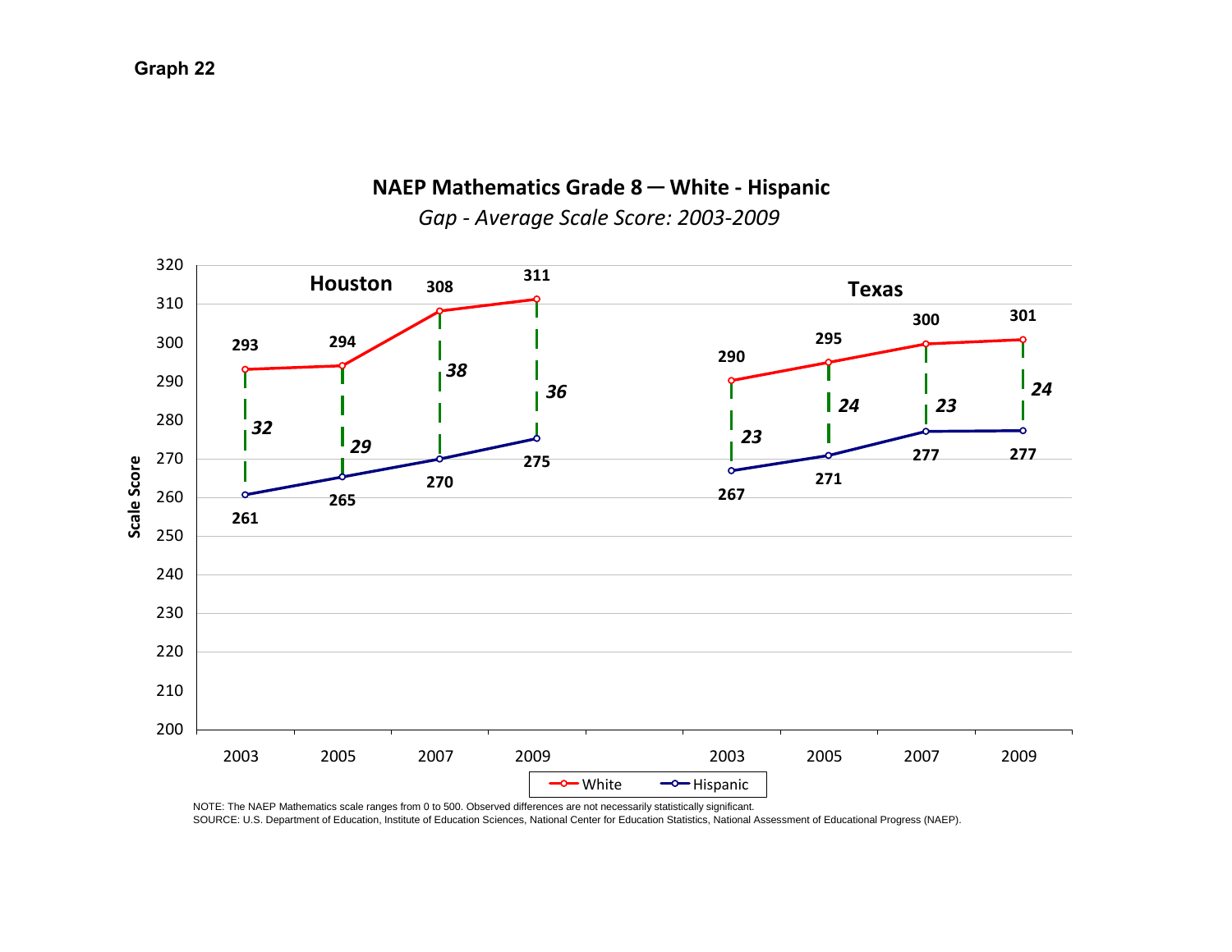**Graph 22**

**NAEP Mathematics Grade 8 — White - Hispanic**

*Gap - Average Scale Score: 2003-2009*

Scale Score

320
310
300
290
280
270
260
250
240
230
220
210
200

**Houston**

293 294 308 311

32 29 38 36

261 265 270 275

**Texas**

290 295 300 301

23 24 23 24

267 271 277 277

2003 2005 2007 2009 2003 2005 2007 2009

White Hispanic

NOTE: The NAEP Mathematics scale ranges from 0 to 500. Observed differences are not necessarily statistically significant.
SOURCE: U.S. Department of Education, Institute of Education Sciences, National Center for Education Statistics, National Assessment of Educational Progress (NAEP).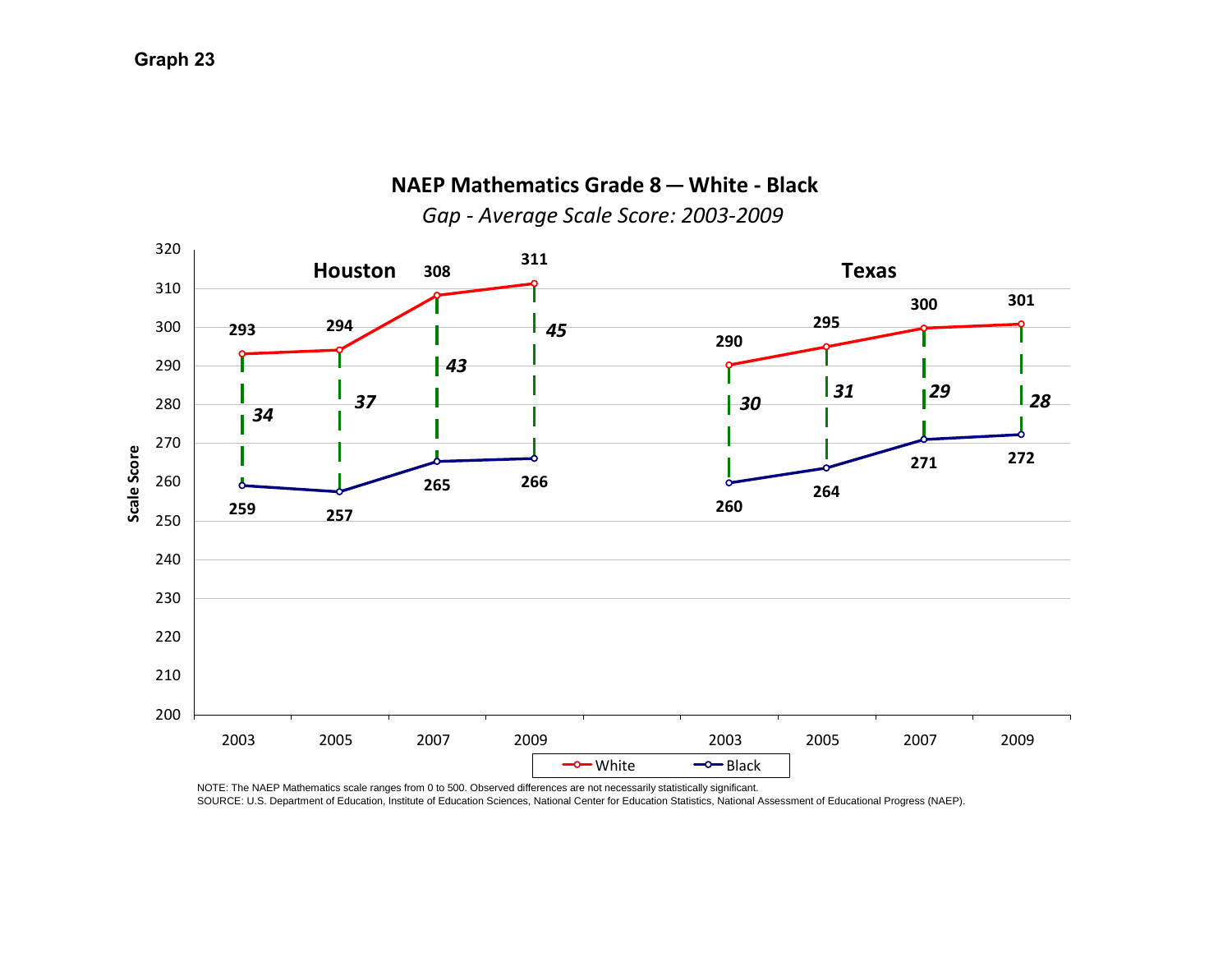**Graph 23**

**NAEP Mathematics Grade 8 — White - Black**

*Gap - Average Scale Score: 2003-2009*

Scale Score

320
310
300
290
280
270
260
250
240
230
220
210
200

**Houston**

293 294 308 311

34 37 43 45

259 257 265 266

2003 2005 2007 2009

**Texas**

290 295 300 301

30 31 29 28

260 264 271 272

2003 2005 2007 2009

White
Black

NOTE: The NAEP Mathematics scale ranges from 0 to 500. Observed differences are not necessarily statistically significant.
SOURCE: U.S. Department of Education, Institute of Education Sciences, National Center for Education Statistics, National Assessment of Educational Progress (NAEP).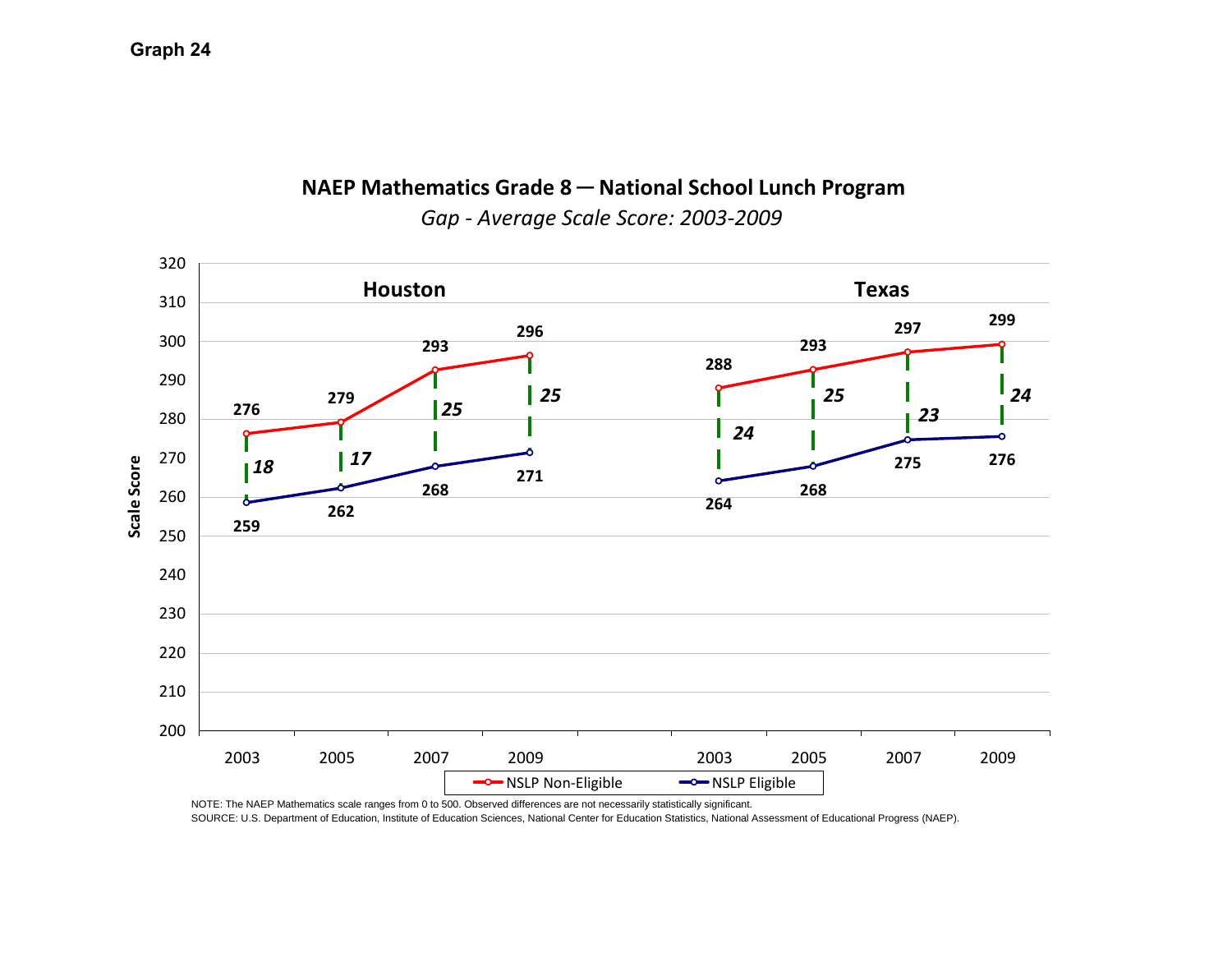**Graph 24**

**NAEP Mathematics Grade 8 — National School Lunch Program**

*Gap - Average Scale Score: 2003-2009*

Scale Score

320
310
300
290
280
270
260
250
240
230
220
210
200

**Houston**

2003 2005 2007 2009

276 279 293 296

18 17 25 25

259 262 268 271

**Texas**

2003 2005 2007 2009

288 293 297 299

24 25 23 24

264 268 275 276

NSLP Non-Eligible
NSLP Eligible

NOTE: The NAEP Mathematics scale ranges from 0 to 500. Observed differences are not necessarily statistically significant.
SOURCE: U.S. Department of Education, Institute of Education Sciences, National Center for Education Statistics, National Assessment of Educational Progress (NAEP).